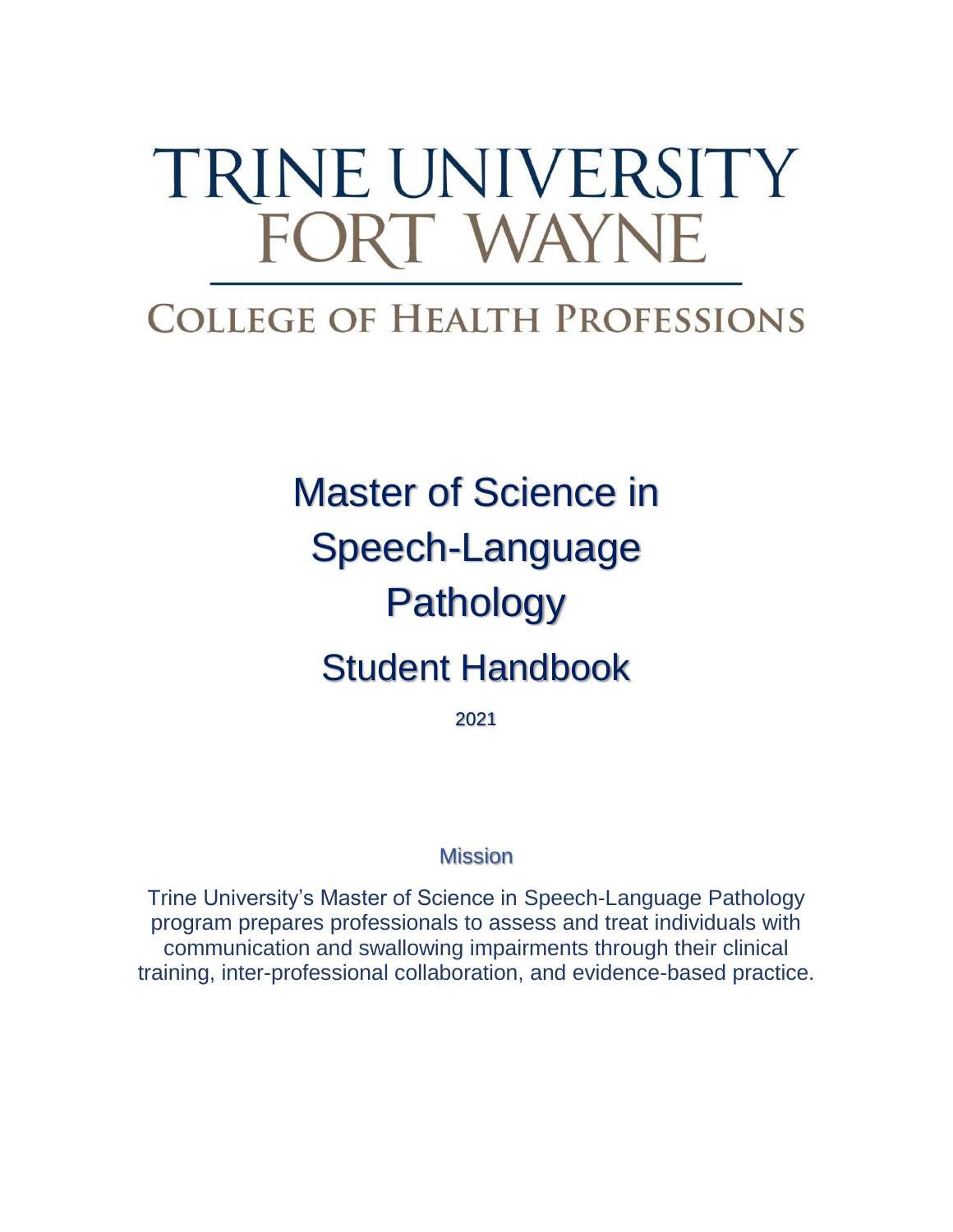# TRINE UNIVERSITY FORT WAYNE

## COLLEGE OF HEALTH PROFESSIONS

# Master of Science in Speech-Language Pathology Student Handbook

2021

## Mission

Trine University's Master of Science in Speech-Language Pathology program prepares professionals to assess and treat individuals with communication and swallowing impairments through their clinical training, inter-professional collaboration, and evidence-based practice.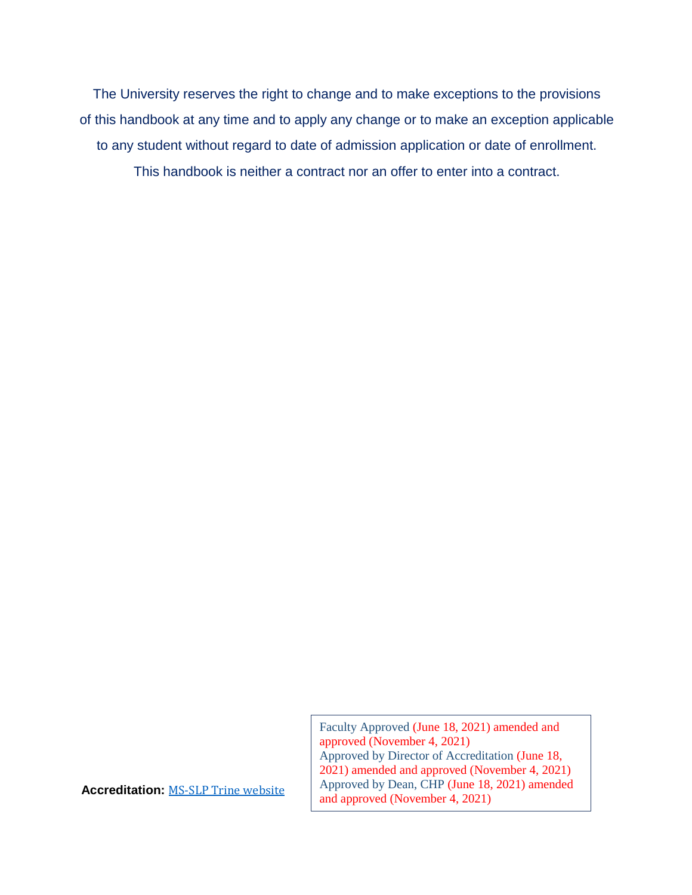The University reserves the right to change and to make exceptions to the provisions of this handbook at any time and to apply any change or to make an exception applicable to any student without regard to date of admission application or date of enrollment. This handbook is neither a contract nor an offer to enter into a contract.

**Accreditation:** [MS-SLP Trine website]

Faculty Approved (June 18, 2021) amended and approved (November 4, 2021)
Approved by Director of Accreditation (June 18, 2021) amended and approved (November 4, 2021)
Approved by Dean, CHP (June 18, 2021) amended and approved (November 4, 2021)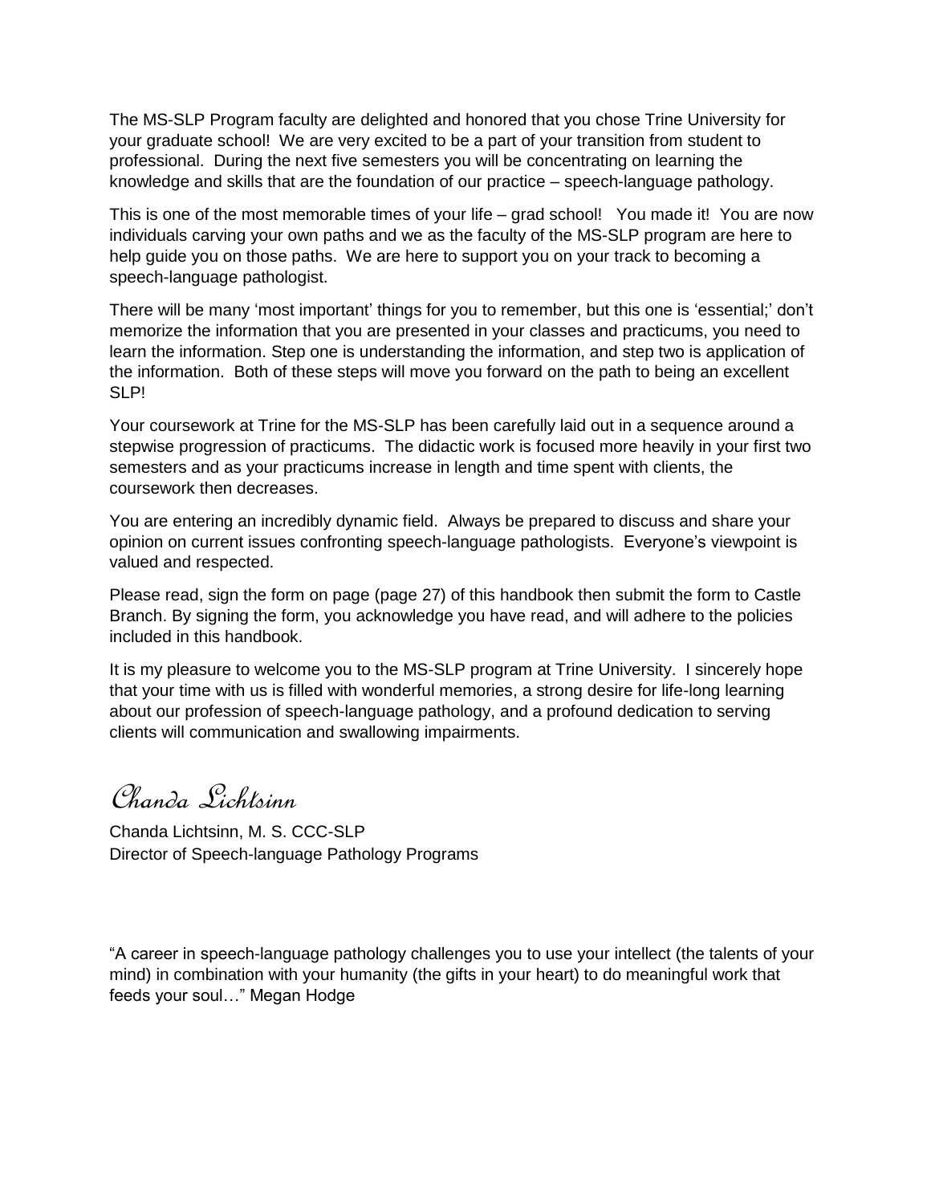The MS-SLP Program faculty are delighted and honored that you chose Trine University for your graduate school! We are very excited to be a part of your transition from student to professional. During the next five semesters you will be concentrating on learning the knowledge and skills that are the foundation of our practice – speech-language pathology.

This is one of the most memorable times of your life – grad school! You made it! You are now individuals carving your own paths and we as the faculty of the MS-SLP program are here to help guide you on those paths. We are here to support you on your track to becoming a speech-language pathologist.

There will be many 'most important' things for you to remember, but this one is 'essential;' don't memorize the information that you are presented in your classes and practicums, you need to learn the information. Step one is understanding the information, and step two is application of the information. Both of these steps will move you forward on the path to being an excellent SLP!

Your coursework at Trine for the MS-SLP has been carefully laid out in a sequence around a stepwise progression of practicums. The didactic work is focused more heavily in your first two semesters and as your practicums increase in length and time spent with clients, the coursework then decreases.

You are entering an incredibly dynamic field. Always be prepared to discuss and share your opinion on current issues confronting speech-language pathologists. Everyone's viewpoint is valued and respected.

Please read, sign the form on page (page 27) of this handbook then submit the form to Castle Branch. By signing the form, you acknowledge you have read, and will adhere to the policies included in this handbook.

It is my pleasure to welcome you to the MS-SLP program at Trine University. I sincerely hope that your time with us is filled with wonderful memories, a strong desire for life-long learning about our profession of speech-language pathology, and a profound dedication to serving clients will communication and swallowing impairments.

*Chanda Lichtsinn*

Chanda Lichtsinn, M. S. CCC-SLP
Director of Speech-language Pathology Programs

"A career in speech-language pathology challenges you to use your intellect (the talents of your mind) in combination with your humanity (the gifts in your heart) to do meaningful work that feeds your soul…" Megan Hodge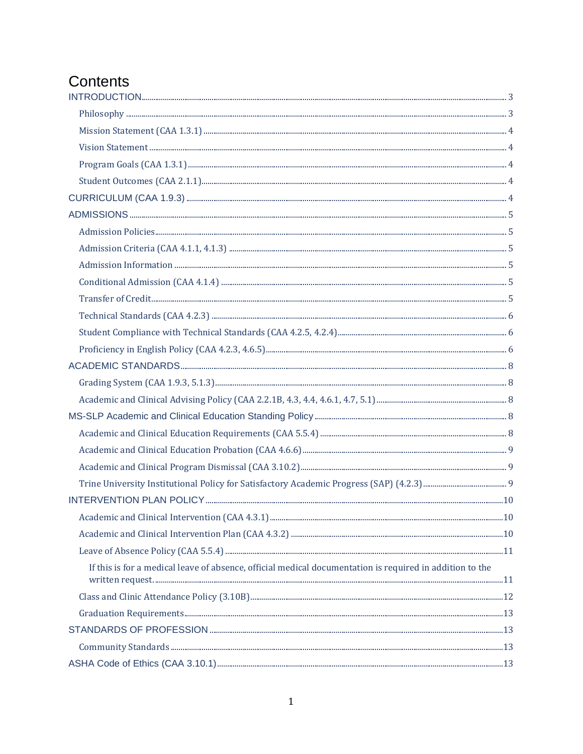# Contents

INTRODUCTION ... 3

- Philosophy ... 3
- Mission Statement (CAA 1.3.1) ... 4
- Vision Statement ... 4
- Program Goals (CAA 1.3.1) ... 4
- Student Outcomes (CAA 2.1.1) ... 4

CURRICULUM (CAA 1.9.3) ... 4

ADMISSIONS ... 5

- Admission Policies ... 5
- Admission Criteria (CAA 4.1.1, 4.1.3) ... 5
- Admission Information ... 5
- Conditional Admission (CAA 4.1.4) ... 5
- Transfer of Credit ... 5
- Technical Standards (CAA 4.2.3) ... 6
- Student Compliance with Technical Standards (CAA 4.2.5, 4.2.4) ... 6
- Proficiency in English Policy (CAA 4.2.3, 4.6.5) ... 6

ACADEMIC STANDARDS ... 8

- Grading System (CAA 1.9.3, 5.1.3) ... 8
- Academic and Clinical Advising Policy (CAA 2.2.1B, 4.3, 4.4, 4.6.1, 4.7, 5.1) ... 8

MS-SLP Academic and Clinical Education Standing Policy ... 8

- Academic and Clinical Education Requirements (CAA 5.5.4) ... 8
- Academic and Clinical Education Probation (CAA 4.6.6) ... 9
- Academic and Clinical Program Dismissal (CAA 3.10.2) ... 9
- Trine University Institutional Policy for Satisfactory Academic Progress (SAP) (4.2.3) ... 9

INTERVENTION PLAN POLICY ... 10

- Academic and Clinical Intervention (CAA 4.3.1) ... 10
- Academic and Clinical Intervention Plan (CAA 4.3.2) ... 10
- Leave of Absence Policy (CAA 5.5.4) ... 11
  - If this is for a medical leave of absence, official medical documentation is required in addition to the written request. ... 11
- Class and Clinic Attendance Policy (3.10B) ... 12
- Graduation Requirements ... 13

STANDARDS OF PROFESSION ... 13

- Community Standards ... 13

ASHA Code of Ethics (CAA 3.10.1) ... 13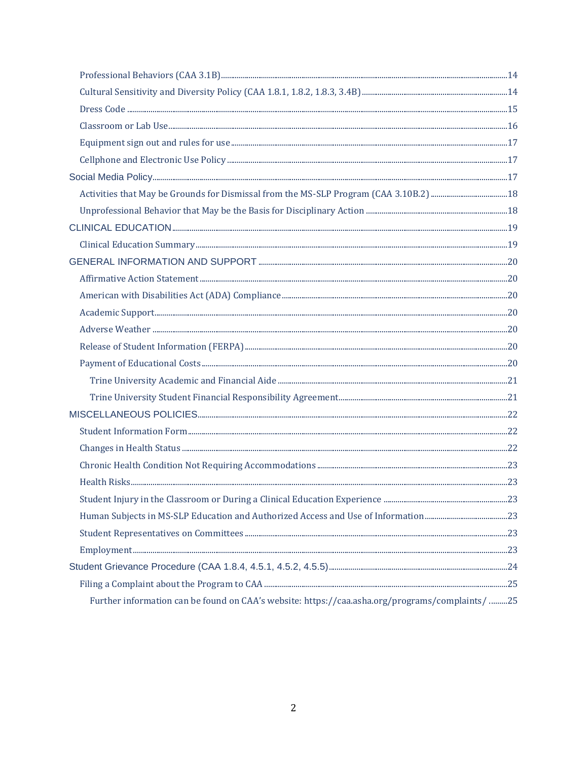Professional Behaviors (CAA 3.1B) ........ 14

Cultural Sensitivity and Diversity Policy (CAA 1.8.1, 1.8.2, 1.8.3, 3.4B) ........ 14

Dress Code ........ 15

Classroom or Lab Use ........ 16

Equipment sign out and rules for use ........ 17

Cellphone and Electronic Use Policy ........ 17

Social Media Policy ........ 17

Activities that May be Grounds for Dismissal from the MS-SLP Program (CAA 3.10B.2) ........ 18

Unprofessional Behavior that May be the Basis for Disciplinary Action ........ 18

CLINICAL EDUCATION ........ 19

Clinical Education Summary ........ 19

GENERAL INFORMATION AND SUPPORT ........ 20

Affirmative Action Statement ........ 20

American with Disabilities Act (ADA) Compliance ........ 20

Academic Support ........ 20

Adverse Weather ........ 20

Release of Student Information (FERPA) ........ 20

Payment of Educational Costs ........ 20

Trine University Academic and Financial Aide ........ 21

Trine University Student Financial Responsibility Agreement ........ 21

MISCELLANEOUS POLICIES ........ 22

Student Information Form ........ 22

Changes in Health Status ........ 22

Chronic Health Condition Not Requiring Accommodations ........ 23

Health Risks ........ 23

Student Injury in the Classroom or During a Clinical Education Experience ........ 23

Human Subjects in MS-SLP Education and Authorized Access and Use of Information ........ 23

Student Representatives on Committees ........ 23

Employment ........ 23

Student Grievance Procedure (CAA 1.8.4, 4.5.1, 4.5.2, 4.5.5) ........ 24

Filing a Complaint about the Program to CAA ........ 25

Further information can be found on CAA's website: https://caa.asha.org/programs/complaints/ ........ 25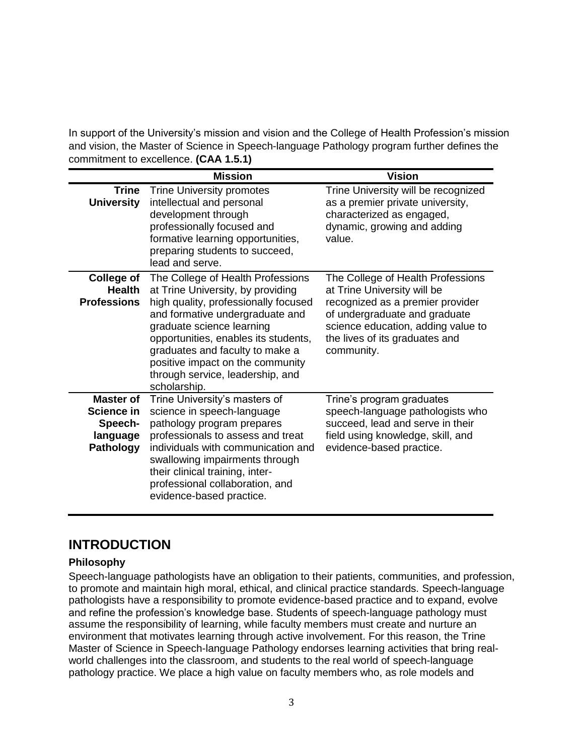In support of the University's mission and vision and the College of Health Profession's mission and vision, the Master of Science in Speech-language Pathology program further defines the commitment to excellence. **(CAA 1.5.1)**

| | Mission | Vision |
|---|---|---|
| **Trine University** | Trine University promotes intellectual and personal development through professionally focused and formative learning opportunities, preparing students to succeed, lead and serve. | Trine University will be recognized as a premier private university, characterized as engaged, dynamic, growing and adding value. |
| **College of Health Professions** | The College of Health Professions at Trine University, by providing high quality, professionally focused and formative undergraduate and graduate science learning opportunities, enables its students, graduates and faculty to make a positive impact on the community through service, leadership, and scholarship. | The College of Health Professions at Trine University will be recognized as a premier provider of undergraduate and graduate science education, adding value to the lives of its graduates and community. |
| **Master of Science in Speech-language Pathology** | Trine University's masters of science in speech-language pathology program prepares professionals to assess and treat individuals with communication and swallowing impairments through their clinical training, inter-professional collaboration, and evidence-based practice. | Trine's program graduates speech-language pathologists who succeed, lead and serve in their field using knowledge, skill, and evidence-based practice. |

## INTRODUCTION

### Philosophy

Speech-language pathologists have an obligation to their patients, communities, and profession, to promote and maintain high moral, ethical, and clinical practice standards. Speech-language pathologists have a responsibility to promote evidence-based practice and to expand, evolve and refine the profession's knowledge base. Students of speech-language pathology must assume the responsibility of learning, while faculty members must create and nurture an environment that motivates learning through active involvement. For this reason, the Trine Master of Science in Speech-language Pathology endorses learning activities that bring real-world challenges into the classroom, and students to the real world of speech-language pathology practice. We place a high value on faculty members who, as role models and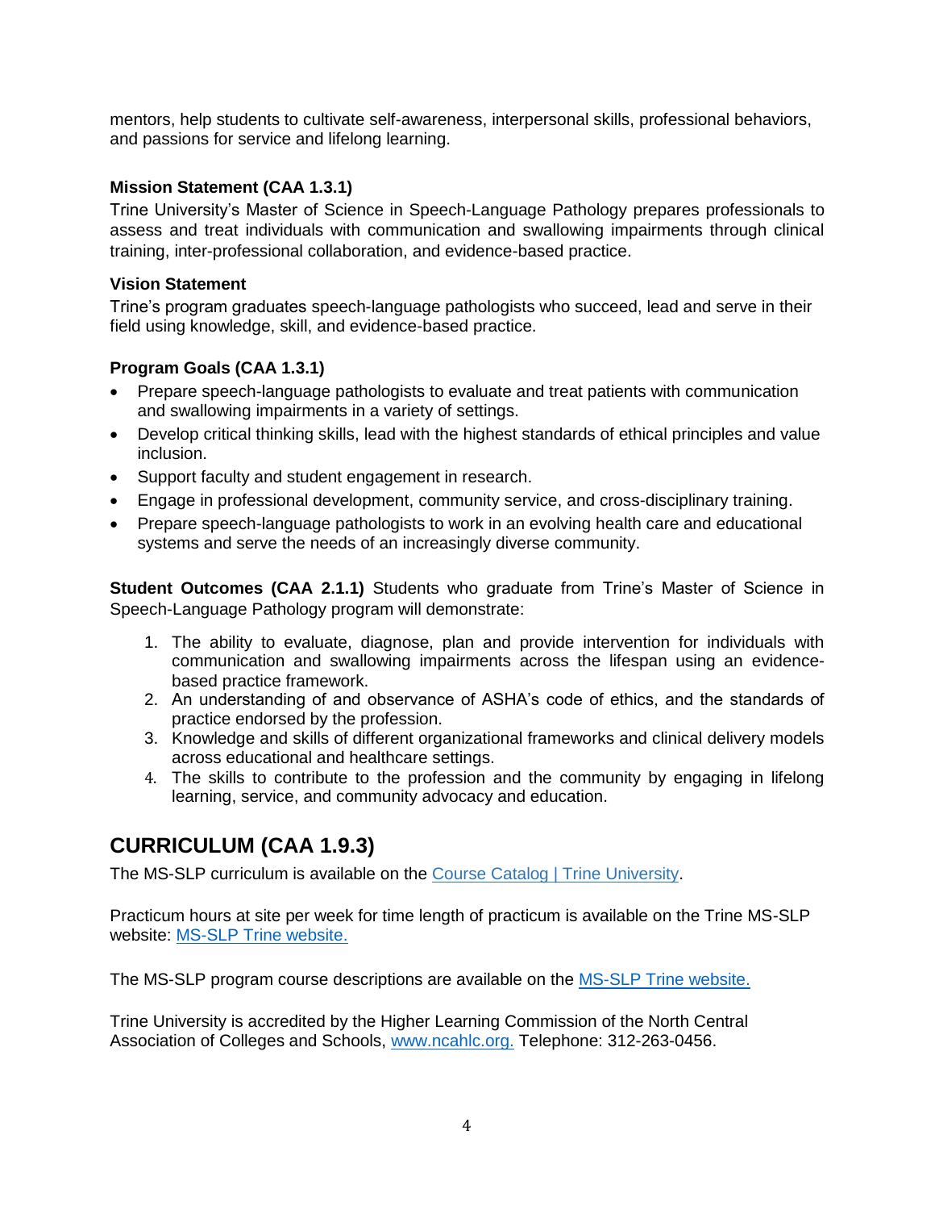mentors, help students to cultivate self-awareness, interpersonal skills, professional behaviors, and passions for service and lifelong learning.

### Mission Statement (CAA 1.3.1)

Trine University's Master of Science in Speech-Language Pathology prepares professionals to assess and treat individuals with communication and swallowing impairments through clinical training, inter-professional collaboration, and evidence-based practice.

### Vision Statement

Trine's program graduates speech-language pathologists who succeed, lead and serve in their field using knowledge, skill, and evidence-based practice.

### Program Goals (CAA 1.3.1)

- Prepare speech-language pathologists to evaluate and treat patients with communication and swallowing impairments in a variety of settings.
- Develop critical thinking skills, lead with the highest standards of ethical principles and value inclusion.
- Support faculty and student engagement in research.
- Engage in professional development, community service, and cross-disciplinary training.
- Prepare speech-language pathologists to work in an evolving health care and educational systems and serve the needs of an increasingly diverse community.

**Student Outcomes (CAA 2.1.1)** Students who graduate from Trine's Master of Science in Speech-Language Pathology program will demonstrate:

1. The ability to evaluate, diagnose, plan and provide intervention for individuals with communication and swallowing impairments across the lifespan using an evidence-based practice framework.
2. An understanding of and observance of ASHA's code of ethics, and the standards of practice endorsed by the profession.
3. Knowledge and skills of different organizational frameworks and clinical delivery models across educational and healthcare settings.
4. The skills to contribute to the profession and the community by engaging in lifelong learning, service, and community advocacy and education.

## CURRICULUM (CAA 1.9.3)

The MS-SLP curriculum is available on the Course Catalog | Trine University.

Practicum hours at site per week for time length of practicum is available on the Trine MS-SLP website: MS-SLP Trine website.

The MS-SLP program course descriptions are available on the MS-SLP Trine website.

Trine University is accredited by the Higher Learning Commission of the North Central Association of Colleges and Schools, www.ncahlc.org. Telephone: 312-263-0456.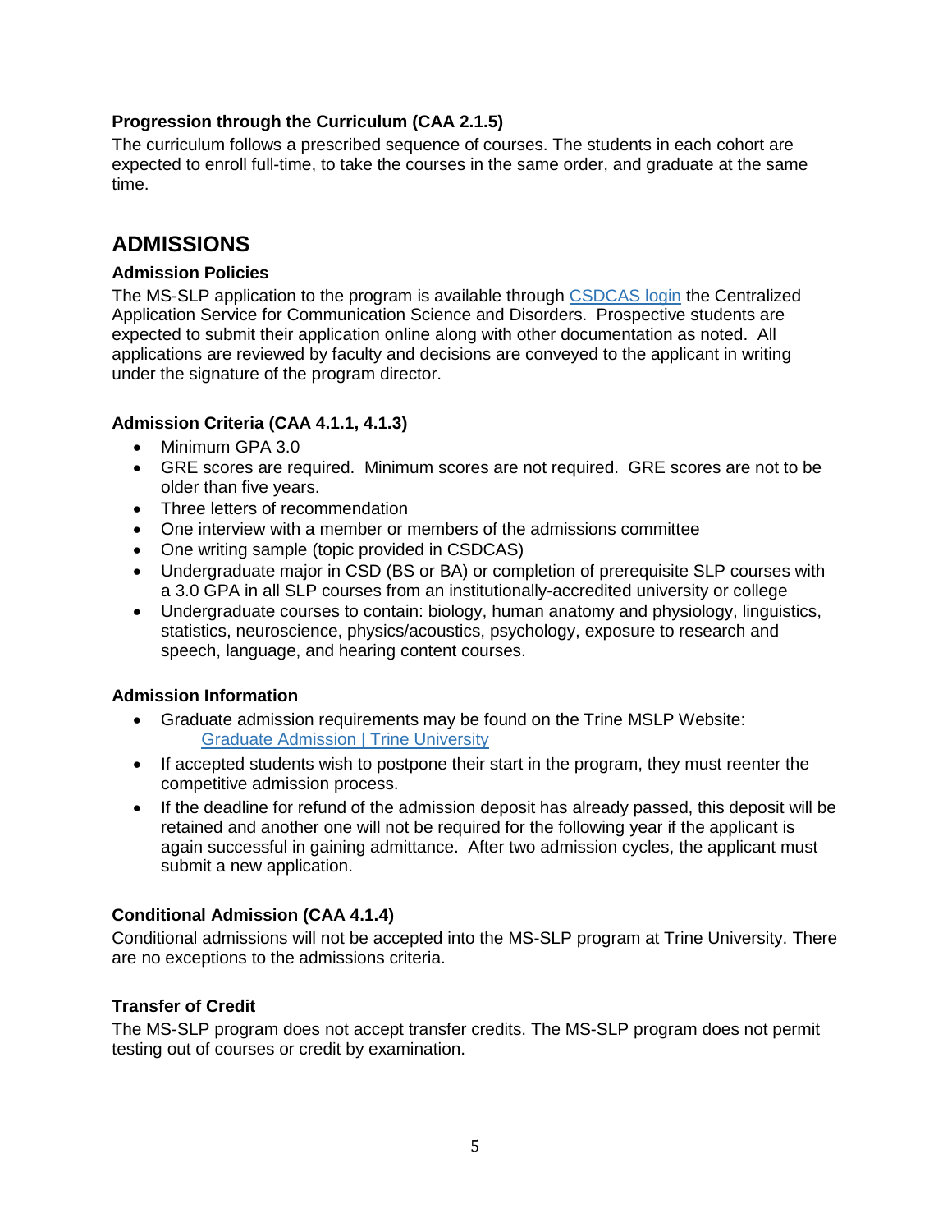### Progression through the Curriculum (CAA 2.1.5)

The curriculum follows a prescribed sequence of courses. The students in each cohort are expected to enroll full-time, to take the courses in the same order, and graduate at the same time.

## ADMISSIONS

### Admission Policies

The MS-SLP application to the program is available through [CSDCAS login](#) the Centralized Application Service for Communication Science and Disorders. Prospective students are expected to submit their application online along with other documentation as noted. All applications are reviewed by faculty and decisions are conveyed to the applicant in writing under the signature of the program director.

### Admission Criteria (CAA 4.1.1, 4.1.3)

- Minimum GPA 3.0
- GRE scores are required. Minimum scores are not required. GRE scores are not to be older than five years.
- Three letters of recommendation
- One interview with a member or members of the admissions committee
- One writing sample (topic provided in CSDCAS)
- Undergraduate major in CSD (BS or BA) or completion of prerequisite SLP courses with a 3.0 GPA in all SLP courses from an institutionally-accredited university or college
- Undergraduate courses to contain: biology, human anatomy and physiology, linguistics, statistics, neuroscience, physics/acoustics, psychology, exposure to research and speech, language, and hearing content courses.

### Admission Information

- Graduate admission requirements may be found on the Trine MSLP Website: [Graduate Admission | Trine University](#)
- If accepted students wish to postpone their start in the program, they must reenter the competitive admission process.
- If the deadline for refund of the admission deposit has already passed, this deposit will be retained and another one will not be required for the following year if the applicant is again successful in gaining admittance. After two admission cycles, the applicant must submit a new application.

### Conditional Admission (CAA 4.1.4)

Conditional admissions will not be accepted into the MS-SLP program at Trine University. There are no exceptions to the admissions criteria.

### Transfer of Credit

The MS-SLP program does not accept transfer credits. The MS-SLP program does not permit testing out of courses or credit by examination.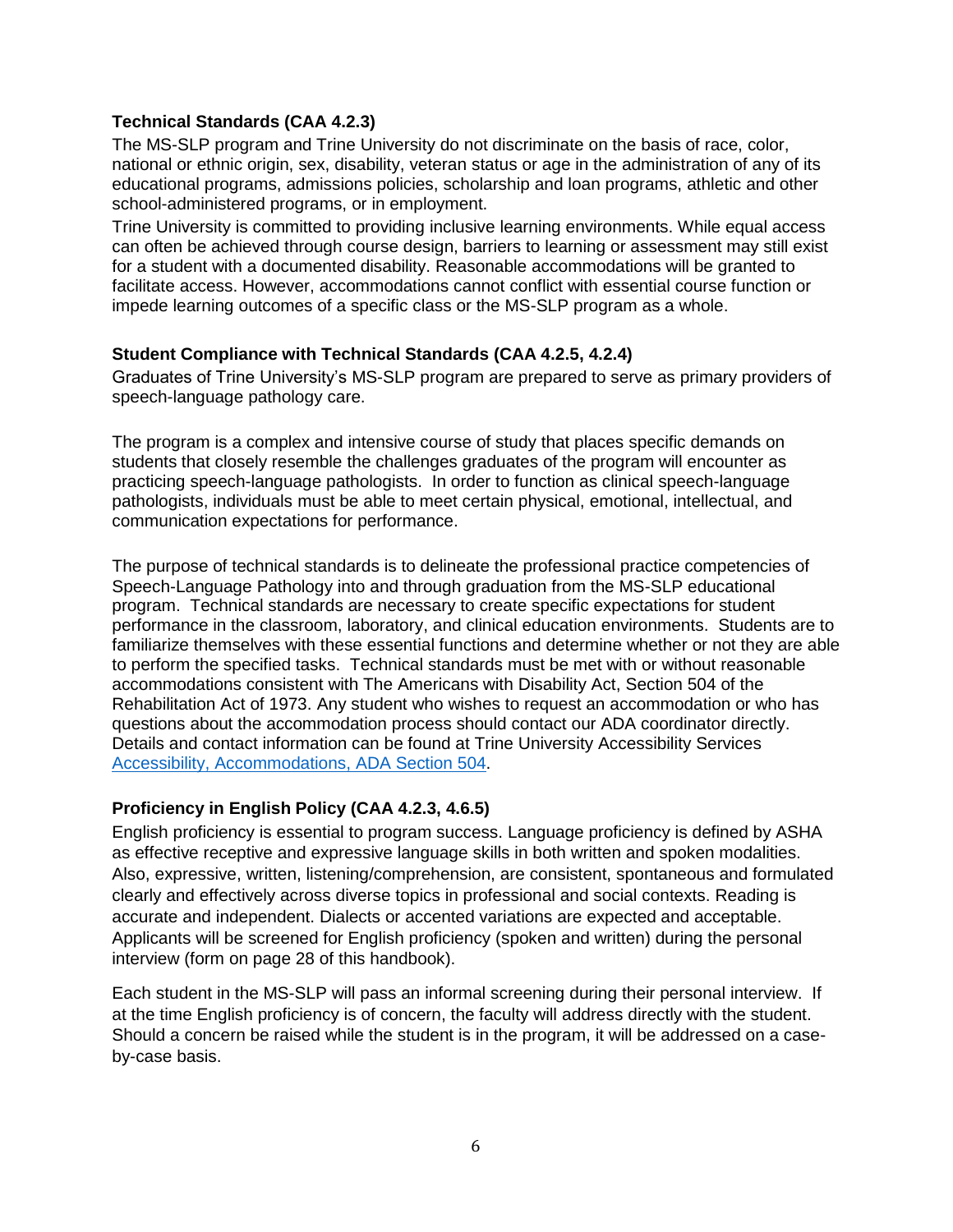**Technical Standards (CAA 4.2.3)**

The MS-SLP program and Trine University do not discriminate on the basis of race, color, national or ethnic origin, sex, disability, veteran status or age in the administration of any of its educational programs, admissions policies, scholarship and loan programs, athletic and other school-administered programs, or in employment.

Trine University is committed to providing inclusive learning environments. While equal access can often be achieved through course design, barriers to learning or assessment may still exist for a student with a documented disability. Reasonable accommodations will be granted to facilitate access. However, accommodations cannot conflict with essential course function or impede learning outcomes of a specific class or the MS-SLP program as a whole.

**Student Compliance with Technical Standards (CAA 4.2.5, 4.2.4)**

Graduates of Trine University's MS-SLP program are prepared to serve as primary providers of speech-language pathology care.

The program is a complex and intensive course of study that places specific demands on students that closely resemble the challenges graduates of the program will encounter as practicing speech-language pathologists. In order to function as clinical speech-language pathologists, individuals must be able to meet certain physical, emotional, intellectual, and communication expectations for performance.

The purpose of technical standards is to delineate the professional practice competencies of Speech-Language Pathology into and through graduation from the MS-SLP educational program. Technical standards are necessary to create specific expectations for student performance in the classroom, laboratory, and clinical education environments. Students are to familiarize themselves with these essential functions and determine whether or not they are able to perform the specified tasks. Technical standards must be met with or without reasonable accommodations consistent with The Americans with Disability Act, Section 504 of the Rehabilitation Act of 1973. Any student who wishes to request an accommodation or who has questions about the accommodation process should contact our ADA coordinator directly. Details and contact information can be found at Trine University Accessibility Services Accessibility, Accommodations, ADA Section 504.

**Proficiency in English Policy (CAA 4.2.3, 4.6.5)**

English proficiency is essential to program success. Language proficiency is defined by ASHA as effective receptive and expressive language skills in both written and spoken modalities. Also, expressive, written, listening/comprehension, are consistent, spontaneous and formulated clearly and effectively across diverse topics in professional and social contexts. Reading is accurate and independent. Dialects or accented variations are expected and acceptable. Applicants will be screened for English proficiency (spoken and written) during the personal interview (form on page 28 of this handbook).

Each student in the MS-SLP will pass an informal screening during their personal interview. If at the time English proficiency is of concern, the faculty will address directly with the student. Should a concern be raised while the student is in the program, it will be addressed on a case-by-case basis.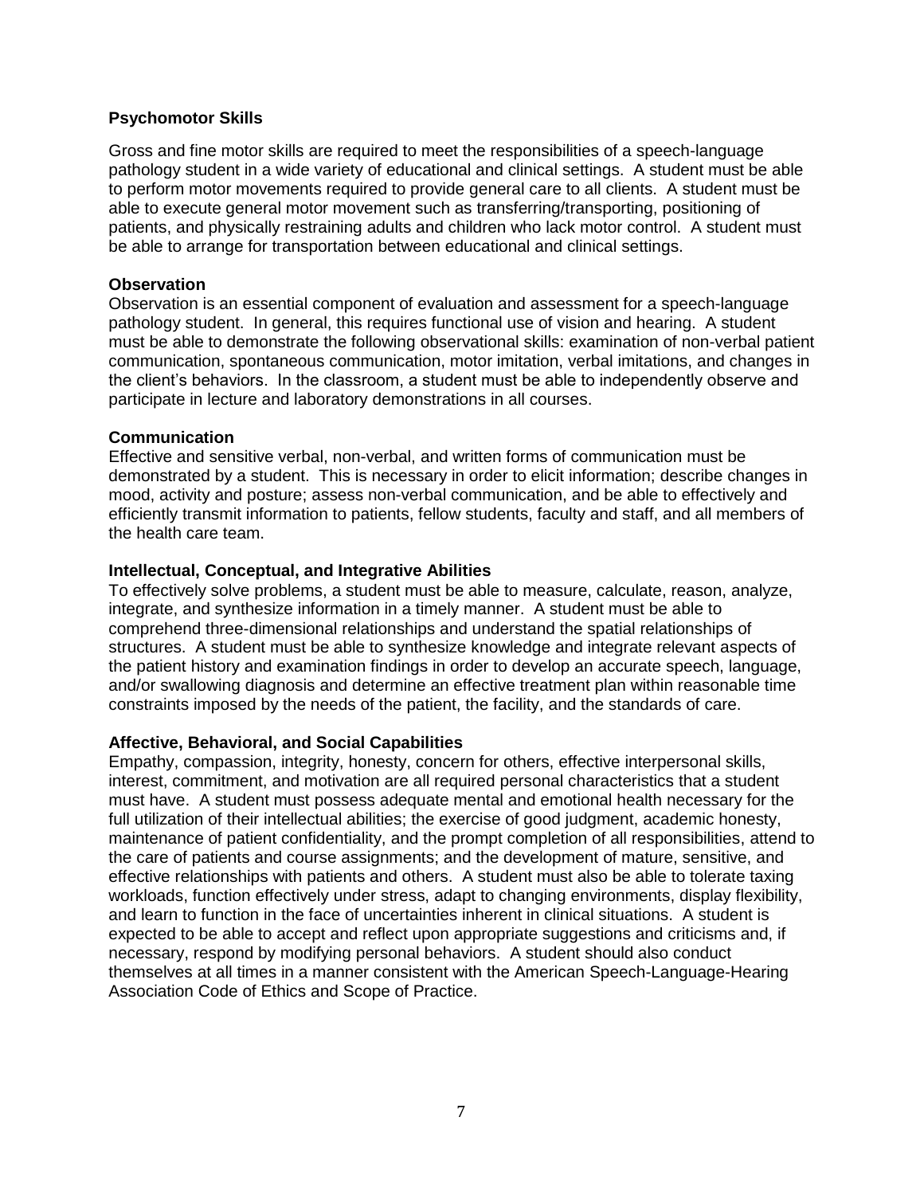**Psychomotor Skills**

Gross and fine motor skills are required to meet the responsibilities of a speech-language pathology student in a wide variety of educational and clinical settings. A student must be able to perform motor movements required to provide general care to all clients. A student must be able to execute general motor movement such as transferring/transporting, positioning of patients, and physically restraining adults and children who lack motor control. A student must be able to arrange for transportation between educational and clinical settings.

**Observation**

Observation is an essential component of evaluation and assessment for a speech-language pathology student. In general, this requires functional use of vision and hearing. A student must be able to demonstrate the following observational skills: examination of non-verbal patient communication, spontaneous communication, motor imitation, verbal imitations, and changes in the client's behaviors. In the classroom, a student must be able to independently observe and participate in lecture and laboratory demonstrations in all courses.

**Communication**

Effective and sensitive verbal, non-verbal, and written forms of communication must be demonstrated by a student. This is necessary in order to elicit information; describe changes in mood, activity and posture; assess non-verbal communication, and be able to effectively and efficiently transmit information to patients, fellow students, faculty and staff, and all members of the health care team.

**Intellectual, Conceptual, and Integrative Abilities**

To effectively solve problems, a student must be able to measure, calculate, reason, analyze, integrate, and synthesize information in a timely manner. A student must be able to comprehend three-dimensional relationships and understand the spatial relationships of structures. A student must be able to synthesize knowledge and integrate relevant aspects of the patient history and examination findings in order to develop an accurate speech, language, and/or swallowing diagnosis and determine an effective treatment plan within reasonable time constraints imposed by the needs of the patient, the facility, and the standards of care.

**Affective, Behavioral, and Social Capabilities**

Empathy, compassion, integrity, honesty, concern for others, effective interpersonal skills, interest, commitment, and motivation are all required personal characteristics that a student must have. A student must possess adequate mental and emotional health necessary for the full utilization of their intellectual abilities; the exercise of good judgment, academic honesty, maintenance of patient confidentiality, and the prompt completion of all responsibilities, attend to the care of patients and course assignments; and the development of mature, sensitive, and effective relationships with patients and others. A student must also be able to tolerate taxing workloads, function effectively under stress, adapt to changing environments, display flexibility, and learn to function in the face of uncertainties inherent in clinical situations. A student is expected to be able to accept and reflect upon appropriate suggestions and criticisms and, if necessary, respond by modifying personal behaviors. A student should also conduct themselves at all times in a manner consistent with the American Speech-Language-Hearing Association Code of Ethics and Scope of Practice.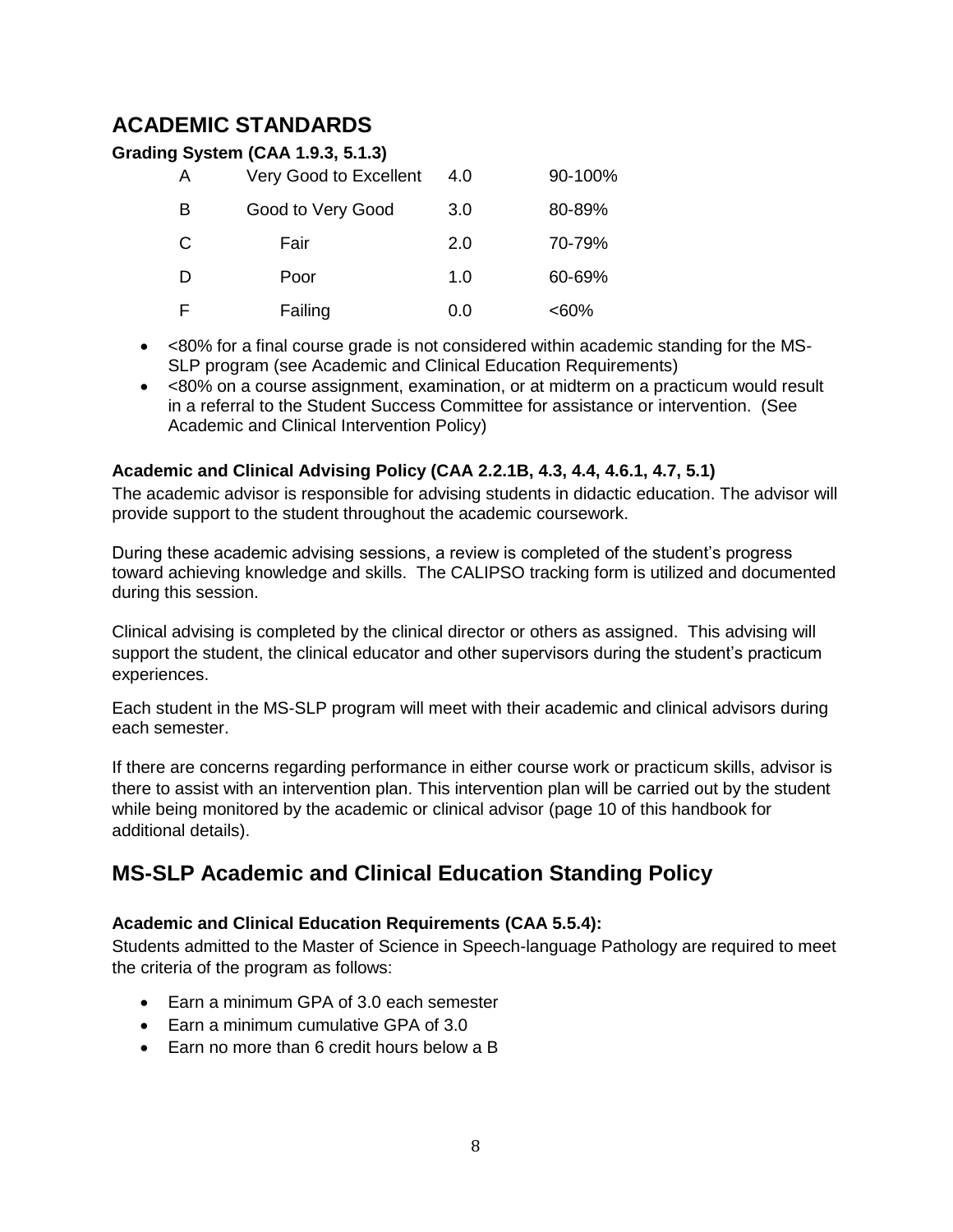## ACADEMIC STANDARDS

**Grading System (CAA 1.9.3, 5.1.3)**

| | | | |
|---|---|---|---|
| A | Very Good to Excellent | 4.0 | 90-100% |
| B | Good to Very Good | 3.0 | 80-89% |
| C | Fair | 2.0 | 70-79% |
| D | Poor | 1.0 | 60-69% |
| F | Failing | 0.0 | <60% |

- <80% for a final course grade is not considered within academic standing for the MS-SLP program (see Academic and Clinical Education Requirements)
- <80% on a course assignment, examination, or at midterm on a practicum would result in a referral to the Student Success Committee for assistance or intervention. (See Academic and Clinical Intervention Policy)

**Academic and Clinical Advising Policy (CAA 2.2.1B, 4.3, 4.4, 4.6.1, 4.7, 5.1)**

The academic advisor is responsible for advising students in didactic education. The advisor will provide support to the student throughout the academic coursework.

During these academic advising sessions, a review is completed of the student's progress toward achieving knowledge and skills. The CALIPSO tracking form is utilized and documented during this session.

Clinical advising is completed by the clinical director or others as assigned. This advising will support the student, the clinical educator and other supervisors during the student's practicum experiences.

Each student in the MS-SLP program will meet with their academic and clinical advisors during each semester.

If there are concerns regarding performance in either course work or practicum skills, advisor is there to assist with an intervention plan. This intervention plan will be carried out by the student while being monitored by the academic or clinical advisor (page 10 of this handbook for additional details).

## MS-SLP Academic and Clinical Education Standing Policy

**Academic and Clinical Education Requirements (CAA 5.5.4):**

Students admitted to the Master of Science in Speech-language Pathology are required to meet the criteria of the program as follows:

- Earn a minimum GPA of 3.0 each semester
- Earn a minimum cumulative GPA of 3.0
- Earn no more than 6 credit hours below a B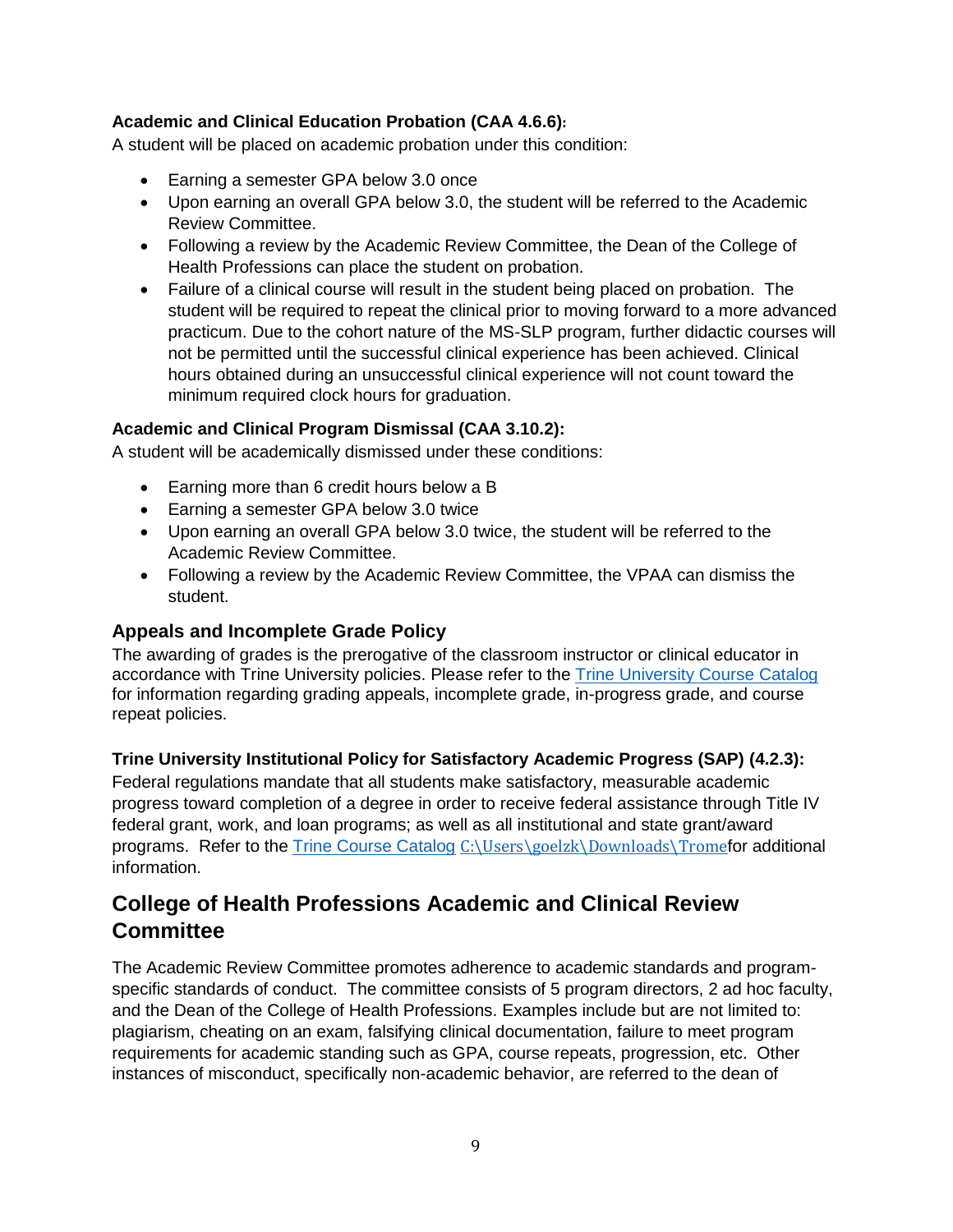**Academic and Clinical Education Probation (CAA 4.6.6):**
A student will be placed on academic probation under this condition:

- Earning a semester GPA below 3.0 once
- Upon earning an overall GPA below 3.0, the student will be referred to the Academic Review Committee.
- Following a review by the Academic Review Committee, the Dean of the College of Health Professions can place the student on probation.
- Failure of a clinical course will result in the student being placed on probation. The student will be required to repeat the clinical prior to moving forward to a more advanced practicum. Due to the cohort nature of the MS-SLP program, further didactic courses will not be permitted until the successful clinical experience has been achieved. Clinical hours obtained during an unsuccessful clinical experience will not count toward the minimum required clock hours for graduation.

**Academic and Clinical Program Dismissal (CAA 3.10.2):**
A student will be academically dismissed under these conditions:

- Earning more than 6 credit hours below a B
- Earning a semester GPA below 3.0 twice
- Upon earning an overall GPA below 3.0 twice, the student will be referred to the Academic Review Committee.
- Following a review by the Academic Review Committee, the VPAA can dismiss the student.

### Appeals and Incomplete Grade Policy

The awarding of grades is the prerogative of the classroom instructor or clinical educator in accordance with Trine University policies. Please refer to the Trine University Course Catalog for information regarding grading appeals, incomplete grade, in-progress grade, and course repeat policies.

**Trine University Institutional Policy for Satisfactory Academic Progress (SAP) (4.2.3):**
Federal regulations mandate that all students make satisfactory, measurable academic progress toward completion of a degree in order to receive federal assistance through Title IV federal grant, work, and loan programs; as well as all institutional and state grant/award programs. Refer to the Trine Course Catalog C:\Users\goelzk\Downloads\Tromefor additional information.

## College of Health Professions Academic and Clinical Review Committee

The Academic Review Committee promotes adherence to academic standards and program-specific standards of conduct. The committee consists of 5 program directors, 2 ad hoc faculty, and the Dean of the College of Health Professions. Examples include but are not limited to: plagiarism, cheating on an exam, falsifying clinical documentation, failure to meet program requirements for academic standing such as GPA, course repeats, progression, etc. Other instances of misconduct, specifically non-academic behavior, are referred to the dean of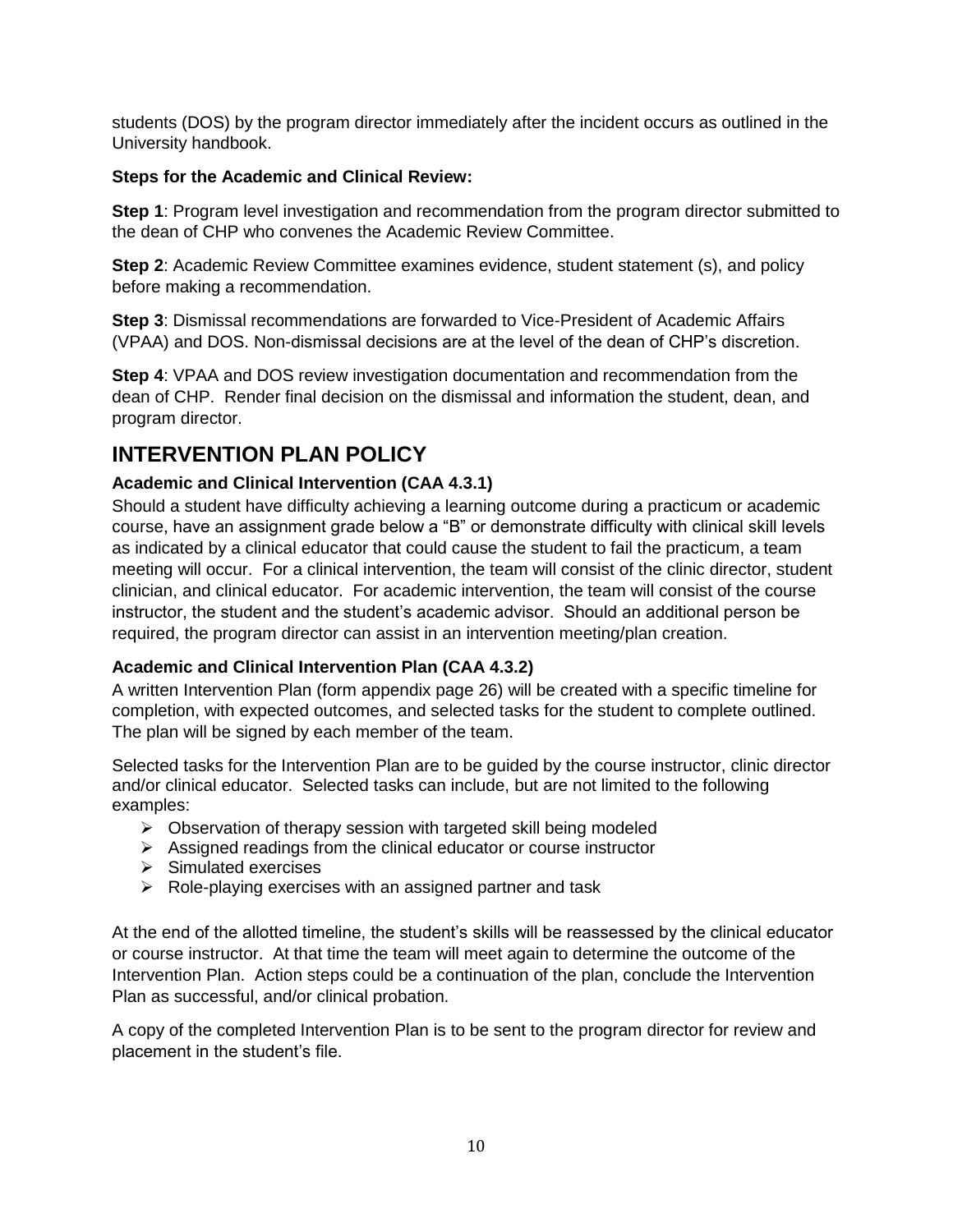students (DOS) by the program director immediately after the incident occurs as outlined in the University handbook.

**Steps for the Academic and Clinical Review:**

**Step 1**: Program level investigation and recommendation from the program director submitted to the dean of CHP who convenes the Academic Review Committee.

**Step 2**: Academic Review Committee examines evidence, student statement (s), and policy before making a recommendation.

**Step 3**: Dismissal recommendations are forwarded to Vice-President of Academic Affairs (VPAA) and DOS. Non-dismissal decisions are at the level of the dean of CHP's discretion.

**Step 4**: VPAA and DOS review investigation documentation and recommendation from the dean of CHP. Render final decision on the dismissal and information the student, dean, and program director.

# INTERVENTION PLAN POLICY

### Academic and Clinical Intervention (CAA 4.3.1)

Should a student have difficulty achieving a learning outcome during a practicum or academic course, have an assignment grade below a "B" or demonstrate difficulty with clinical skill levels as indicated by a clinical educator that could cause the student to fail the practicum, a team meeting will occur. For a clinical intervention, the team will consist of the clinic director, student clinician, and clinical educator. For academic intervention, the team will consist of the course instructor, the student and the student's academic advisor. Should an additional person be required, the program director can assist in an intervention meeting/plan creation.

### Academic and Clinical Intervention Plan (CAA 4.3.2)

A written Intervention Plan (form appendix page 26) will be created with a specific timeline for completion, with expected outcomes, and selected tasks for the student to complete outlined. The plan will be signed by each member of the team.

Selected tasks for the Intervention Plan are to be guided by the course instructor, clinic director and/or clinical educator. Selected tasks can include, but are not limited to the following examples:

- Observation of therapy session with targeted skill being modeled
- Assigned readings from the clinical educator or course instructor
- Simulated exercises
- Role-playing exercises with an assigned partner and task

At the end of the allotted timeline, the student's skills will be reassessed by the clinical educator or course instructor. At that time the team will meet again to determine the outcome of the Intervention Plan. Action steps could be a continuation of the plan, conclude the Intervention Plan as successful, and/or clinical probation.

A copy of the completed Intervention Plan is to be sent to the program director for review and placement in the student's file.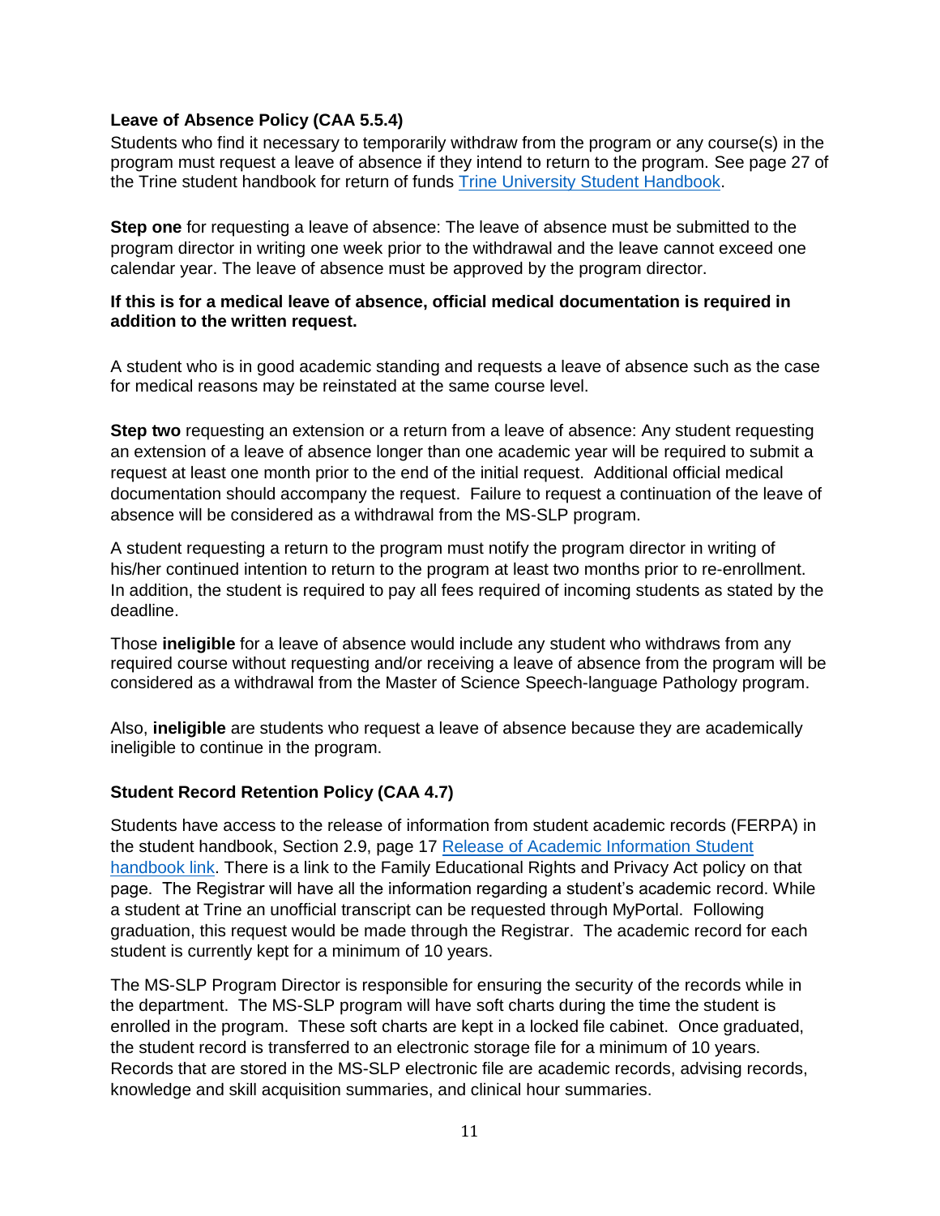**Leave of Absence Policy (CAA 5.5.4)**

Students who find it necessary to temporarily withdraw from the program or any course(s) in the program must request a leave of absence if they intend to return to the program. See page 27 of the Trine student handbook for return of funds [Trine University Student Handbook](Trine University Student Handbook).

**Step one** for requesting a leave of absence: The leave of absence must be submitted to the program director in writing one week prior to the withdrawal and the leave cannot exceed one calendar year. The leave of absence must be approved by the program director.

**If this is for a medical leave of absence, official medical documentation is required in addition to the written request.**

A student who is in good academic standing and requests a leave of absence such as the case for medical reasons may be reinstated at the same course level.

**Step two** requesting an extension or a return from a leave of absence: Any student requesting an extension of a leave of absence longer than one academic year will be required to submit a request at least one month prior to the end of the initial request. Additional official medical documentation should accompany the request. Failure to request a continuation of the leave of absence will be considered as a withdrawal from the MS-SLP program.

A student requesting a return to the program must notify the program director in writing of his/her continued intention to return to the program at least two months prior to re-enrollment. In addition, the student is required to pay all fees required of incoming students as stated by the deadline.

Those **ineligible** for a leave of absence would include any student who withdraws from any required course without requesting and/or receiving a leave of absence from the program will be considered as a withdrawal from the Master of Science Speech-language Pathology program.

Also, **ineligible** are students who request a leave of absence because they are academically ineligible to continue in the program.

**Student Record Retention Policy (CAA 4.7)**

Students have access to the release of information from student academic records (FERPA) in the student handbook, Section 2.9, page 17 [Release of Academic Information Student handbook link](Release of Academic Information Student handbook link). There is a link to the Family Educational Rights and Privacy Act policy on that page. The Registrar will have all the information regarding a student's academic record. While a student at Trine an unofficial transcript can be requested through MyPortal. Following graduation, this request would be made through the Registrar. The academic record for each student is currently kept for a minimum of 10 years.

The MS-SLP Program Director is responsible for ensuring the security of the records while in the department. The MS-SLP program will have soft charts during the time the student is enrolled in the program. These soft charts are kept in a locked file cabinet. Once graduated, the student record is transferred to an electronic storage file for a minimum of 10 years. Records that are stored in the MS-SLP electronic file are academic records, advising records, knowledge and skill acquisition summaries, and clinical hour summaries.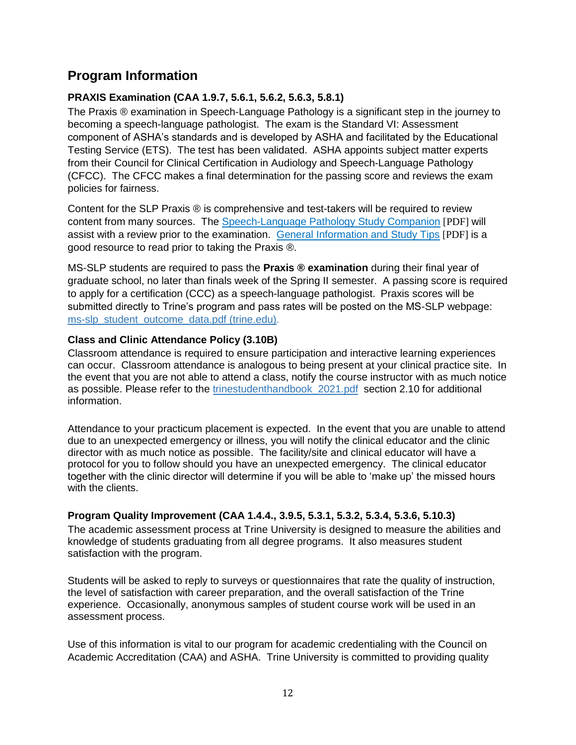## Program Information

### PRAXIS Examination (CAA 1.9.7, 5.6.1, 5.6.2, 5.6.3, 5.8.1)

The Praxis ® examination in Speech-Language Pathology is a significant step in the journey to becoming a speech-language pathologist. The exam is the Standard VI: Assessment component of ASHA's standards and is developed by ASHA and facilitated by the Educational Testing Service (ETS). The test has been validated. ASHA appoints subject matter experts from their Council for Clinical Certification in Audiology and Speech-Language Pathology (CFCC). The CFCC makes a final determination for the passing score and reviews the exam policies for fairness.

Content for the SLP Praxis ® is comprehensive and test-takers will be required to review content from many sources. The Speech-Language Pathology Study Companion [PDF] will assist with a review prior to the examination. General Information and Study Tips [PDF] is a good resource to read prior to taking the Praxis ®.

MS-SLP students are required to pass the **Praxis ® examination** during their final year of graduate school, no later than finals week of the Spring II semester. A passing score is required to apply for a certification (CCC) as a speech-language pathologist. Praxis scores will be submitted directly to Trine's program and pass rates will be posted on the MS-SLP webpage: ms-slp_student_outcome_data.pdf (trine.edu).

### Class and Clinic Attendance Policy (3.10B)

Classroom attendance is required to ensure participation and interactive learning experiences can occur. Classroom attendance is analogous to being present at your clinical practice site. In the event that you are not able to attend a class, notify the course instructor with as much notice as possible. Please refer to the trinestudenthandbook_2021.pdf section 2.10 for additional information.

Attendance to your practicum placement is expected. In the event that you are unable to attend due to an unexpected emergency or illness, you will notify the clinical educator and the clinic director with as much notice as possible. The facility/site and clinical educator will have a protocol for you to follow should you have an unexpected emergency. The clinical educator together with the clinic director will determine if you will be able to 'make up' the missed hours with the clients.

### Program Quality Improvement (CAA 1.4.4., 3.9.5, 5.3.1, 5.3.2, 5.3.4, 5.3.6, 5.10.3)

The academic assessment process at Trine University is designed to measure the abilities and knowledge of students graduating from all degree programs. It also measures student satisfaction with the program.

Students will be asked to reply to surveys or questionnaires that rate the quality of instruction, the level of satisfaction with career preparation, and the overall satisfaction of the Trine experience. Occasionally, anonymous samples of student course work will be used in an assessment process.

Use of this information is vital to our program for academic credentialing with the Council on Academic Accreditation (CAA) and ASHA. Trine University is committed to providing quality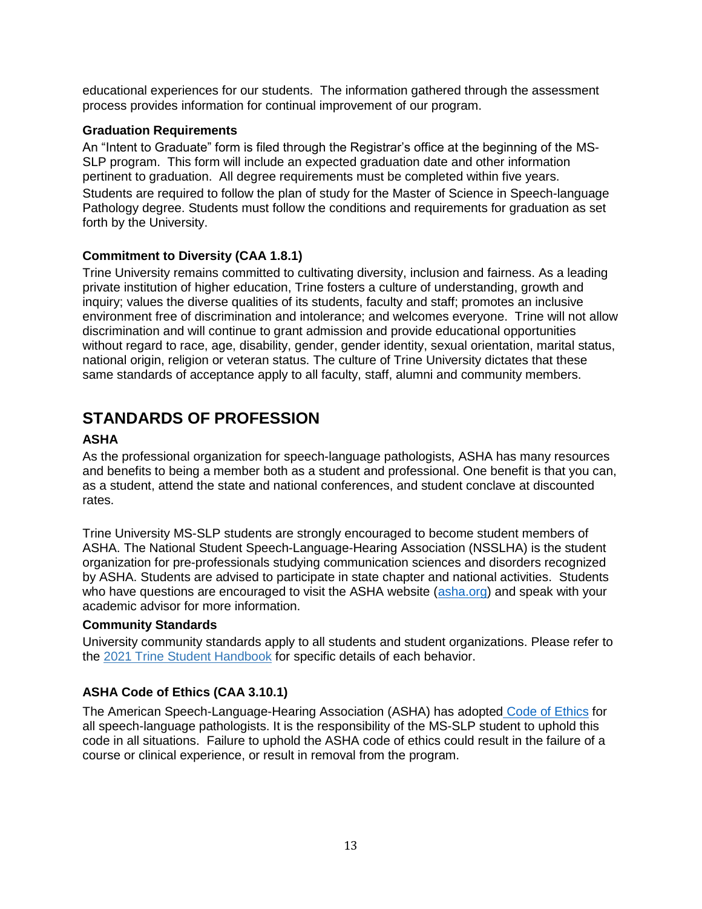educational experiences for our students. The information gathered through the assessment process provides information for continual improvement of our program.

### Graduation Requirements

An "Intent to Graduate" form is filed through the Registrar's office at the beginning of the MS-SLP program. This form will include an expected graduation date and other information pertinent to graduation. All degree requirements must be completed within five years. Students are required to follow the plan of study for the Master of Science in Speech-language Pathology degree. Students must follow the conditions and requirements for graduation as set forth by the University.

### Commitment to Diversity (CAA 1.8.1)

Trine University remains committed to cultivating diversity, inclusion and fairness. As a leading private institution of higher education, Trine fosters a culture of understanding, growth and inquiry; values the diverse qualities of its students, faculty and staff; promotes an inclusive environment free of discrimination and intolerance; and welcomes everyone. Trine will not allow discrimination and will continue to grant admission and provide educational opportunities without regard to race, age, disability, gender, gender identity, sexual orientation, marital status, national origin, religion or veteran status. The culture of Trine University dictates that these same standards of acceptance apply to all faculty, staff, alumni and community members.

## STANDARDS OF PROFESSION

### ASHA

As the professional organization for speech-language pathologists, ASHA has many resources and benefits to being a member both as a student and professional. One benefit is that you can, as a student, attend the state and national conferences, and student conclave at discounted rates.

Trine University MS-SLP students are strongly encouraged to become student members of ASHA. The National Student Speech-Language-Hearing Association (NSSLHA) is the student organization for pre-professionals studying communication sciences and disorders recognized by ASHA. Students are advised to participate in state chapter and national activities. Students who have questions are encouraged to visit the ASHA website (asha.org) and speak with your academic advisor for more information.

### Community Standards

University community standards apply to all students and student organizations. Please refer to the 2021 Trine Student Handbook for specific details of each behavior.

### ASHA Code of Ethics (CAA 3.10.1)

The American Speech-Language-Hearing Association (ASHA) has adopted Code of Ethics for all speech-language pathologists. It is the responsibility of the MS-SLP student to uphold this code in all situations. Failure to uphold the ASHA code of ethics could result in the failure of a course or clinical experience, or result in removal from the program.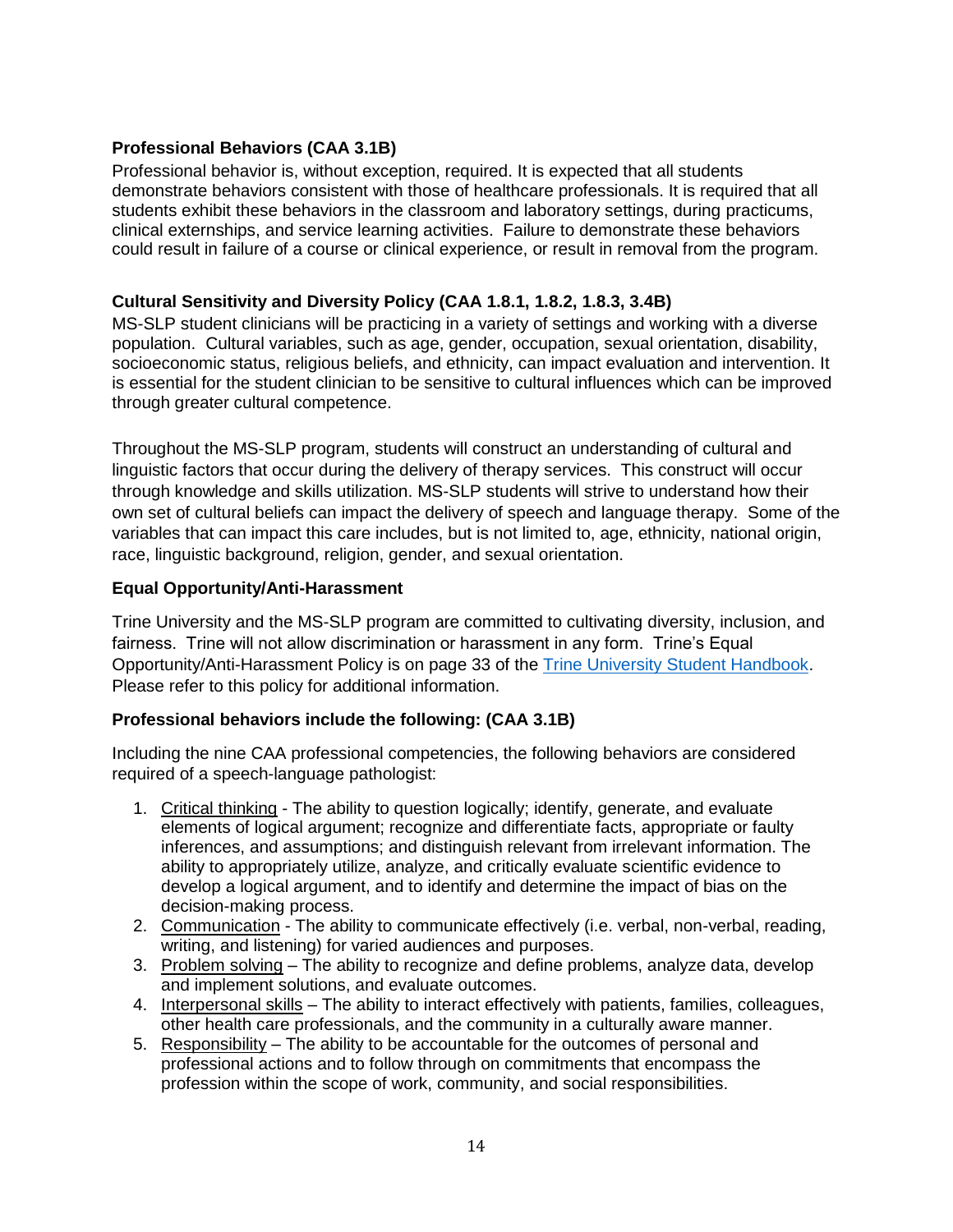**Professional Behaviors (CAA 3.1B)**

Professional behavior is, without exception, required. It is expected that all students demonstrate behaviors consistent with those of healthcare professionals. It is required that all students exhibit these behaviors in the classroom and laboratory settings, during practicums, clinical externships, and service learning activities. Failure to demonstrate these behaviors could result in failure of a course or clinical experience, or result in removal from the program.

**Cultural Sensitivity and Diversity Policy (CAA 1.8.1, 1.8.2, 1.8.3, 3.4B)**

MS-SLP student clinicians will be practicing in a variety of settings and working with a diverse population. Cultural variables, such as age, gender, occupation, sexual orientation, disability, socioeconomic status, religious beliefs, and ethnicity, can impact evaluation and intervention. It is essential for the student clinician to be sensitive to cultural influences which can be improved through greater cultural competence.

Throughout the MS-SLP program, students will construct an understanding of cultural and linguistic factors that occur during the delivery of therapy services. This construct will occur through knowledge and skills utilization. MS-SLP students will strive to understand how their own set of cultural beliefs can impact the delivery of speech and language therapy. Some of the variables that can impact this care includes, but is not limited to, age, ethnicity, national origin, race, linguistic background, religion, gender, and sexual orientation.

**Equal Opportunity/Anti-Harassment**

Trine University and the MS-SLP program are committed to cultivating diversity, inclusion, and fairness. Trine will not allow discrimination or harassment in any form. Trine's Equal Opportunity/Anti-Harassment Policy is on page 33 of the Trine University Student Handbook. Please refer to this policy for additional information.

**Professional behaviors include the following: (CAA 3.1B)**

Including the nine CAA professional competencies, the following behaviors are considered required of a speech-language pathologist:

1. Critical thinking - The ability to question logically; identify, generate, and evaluate elements of logical argument; recognize and differentiate facts, appropriate or faulty inferences, and assumptions; and distinguish relevant from irrelevant information. The ability to appropriately utilize, analyze, and critically evaluate scientific evidence to develop a logical argument, and to identify and determine the impact of bias on the decision-making process.
2. Communication - The ability to communicate effectively (i.e. verbal, non-verbal, reading, writing, and listening) for varied audiences and purposes.
3. Problem solving – The ability to recognize and define problems, analyze data, develop and implement solutions, and evaluate outcomes.
4. Interpersonal skills – The ability to interact effectively with patients, families, colleagues, other health care professionals, and the community in a culturally aware manner.
5. Responsibility – The ability to be accountable for the outcomes of personal and professional actions and to follow through on commitments that encompass the profession within the scope of work, community, and social responsibilities.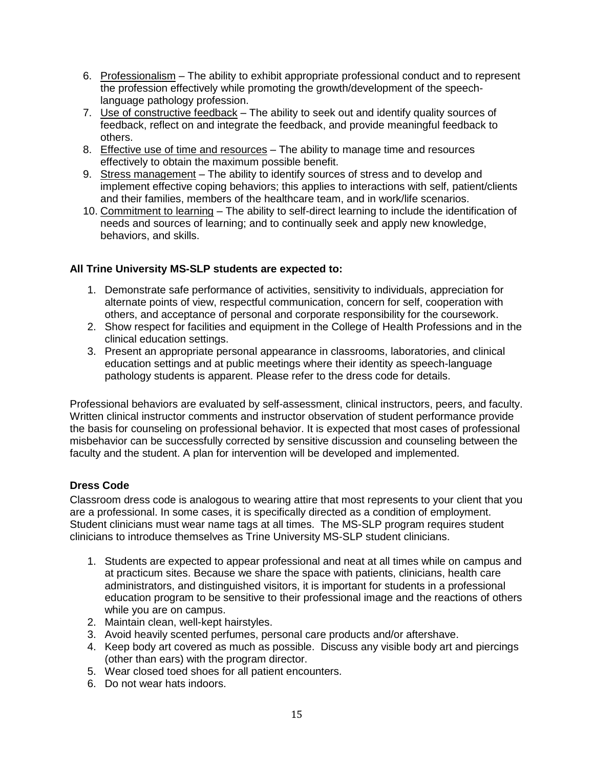6. Professionalism – The ability to exhibit appropriate professional conduct and to represent the profession effectively while promoting the growth/development of the speech-language pathology profession.
7. Use of constructive feedback – The ability to seek out and identify quality sources of feedback, reflect on and integrate the feedback, and provide meaningful feedback to others.
8. Effective use of time and resources – The ability to manage time and resources effectively to obtain the maximum possible benefit.
9. Stress management – The ability to identify sources of stress and to develop and implement effective coping behaviors; this applies to interactions with self, patient/clients and their families, members of the healthcare team, and in work/life scenarios.
10. Commitment to learning – The ability to self-direct learning to include the identification of needs and sources of learning; and to continually seek and apply new knowledge, behaviors, and skills.

**All Trine University MS-SLP students are expected to:**

1. Demonstrate safe performance of activities, sensitivity to individuals, appreciation for alternate points of view, respectful communication, concern for self, cooperation with others, and acceptance of personal and corporate responsibility for the coursework.
2. Show respect for facilities and equipment in the College of Health Professions and in the clinical education settings.
3. Present an appropriate personal appearance in classrooms, laboratories, and clinical education settings and at public meetings where their identity as speech-language pathology students is apparent. Please refer to the dress code for details.

Professional behaviors are evaluated by self-assessment, clinical instructors, peers, and faculty. Written clinical instructor comments and instructor observation of student performance provide the basis for counseling on professional behavior. It is expected that most cases of professional misbehavior can be successfully corrected by sensitive discussion and counseling between the faculty and the student. A plan for intervention will be developed and implemented.

### Dress Code

Classroom dress code is analogous to wearing attire that most represents to your client that you are a professional. In some cases, it is specifically directed as a condition of employment. Student clinicians must wear name tags at all times. The MS-SLP program requires student clinicians to introduce themselves as Trine University MS-SLP student clinicians.

1. Students are expected to appear professional and neat at all times while on campus and at practicum sites. Because we share the space with patients, clinicians, health care administrators, and distinguished visitors, it is important for students in a professional education program to be sensitive to their professional image and the reactions of others while you are on campus.
2. Maintain clean, well-kept hairstyles.
3. Avoid heavily scented perfumes, personal care products and/or aftershave.
4. Keep body art covered as much as possible. Discuss any visible body art and piercings (other than ears) with the program director.
5. Wear closed toed shoes for all patient encounters.
6. Do not wear hats indoors.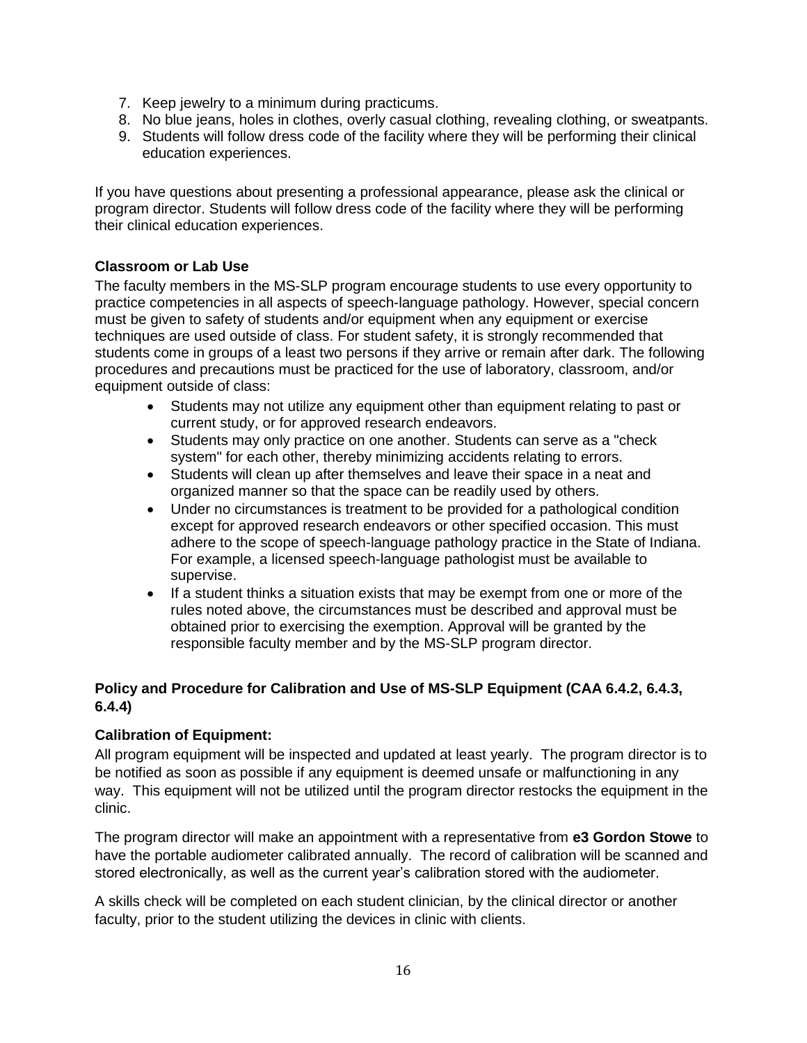7. Keep jewelry to a minimum during practicums.
8. No blue jeans, holes in clothes, overly casual clothing, revealing clothing, or sweatpants.
9. Students will follow dress code of the facility where they will be performing their clinical education experiences.

If you have questions about presenting a professional appearance, please ask the clinical or program director. Students will follow dress code of the facility where they will be performing their clinical education experiences.

**Classroom or Lab Use**

The faculty members in the MS-SLP program encourage students to use every opportunity to practice competencies in all aspects of speech-language pathology. However, special concern must be given to safety of students and/or equipment when any equipment or exercise techniques are used outside of class. For student safety, it is strongly recommended that students come in groups of a least two persons if they arrive or remain after dark. The following procedures and precautions must be practiced for the use of laboratory, classroom, and/or equipment outside of class:

- Students may not utilize any equipment other than equipment relating to past or current study, or for approved research endeavors.
- Students may only practice on one another. Students can serve as a "check system" for each other, thereby minimizing accidents relating to errors.
- Students will clean up after themselves and leave their space in a neat and organized manner so that the space can be readily used by others.
- Under no circumstances is treatment to be provided for a pathological condition except for approved research endeavors or other specified occasion. This must adhere to the scope of speech-language pathology practice in the State of Indiana. For example, a licensed speech-language pathologist must be available to supervise.
- If a student thinks a situation exists that may be exempt from one or more of the rules noted above, the circumstances must be described and approval must be obtained prior to exercising the exemption. Approval will be granted by the responsible faculty member and by the MS-SLP program director.

**Policy and Procedure for Calibration and Use of MS-SLP Equipment (CAA 6.4.2, 6.4.3, 6.4.4)**

**Calibration of Equipment:**

All program equipment will be inspected and updated at least yearly. The program director is to be notified as soon as possible if any equipment is deemed unsafe or malfunctioning in any way. This equipment will not be utilized until the program director restocks the equipment in the clinic.

The program director will make an appointment with a representative from **e3 Gordon Stowe** to have the portable audiometer calibrated annually. The record of calibration will be scanned and stored electronically, as well as the current year's calibration stored with the audiometer.

A skills check will be completed on each student clinician, by the clinical director or another faculty, prior to the student utilizing the devices in clinic with clients.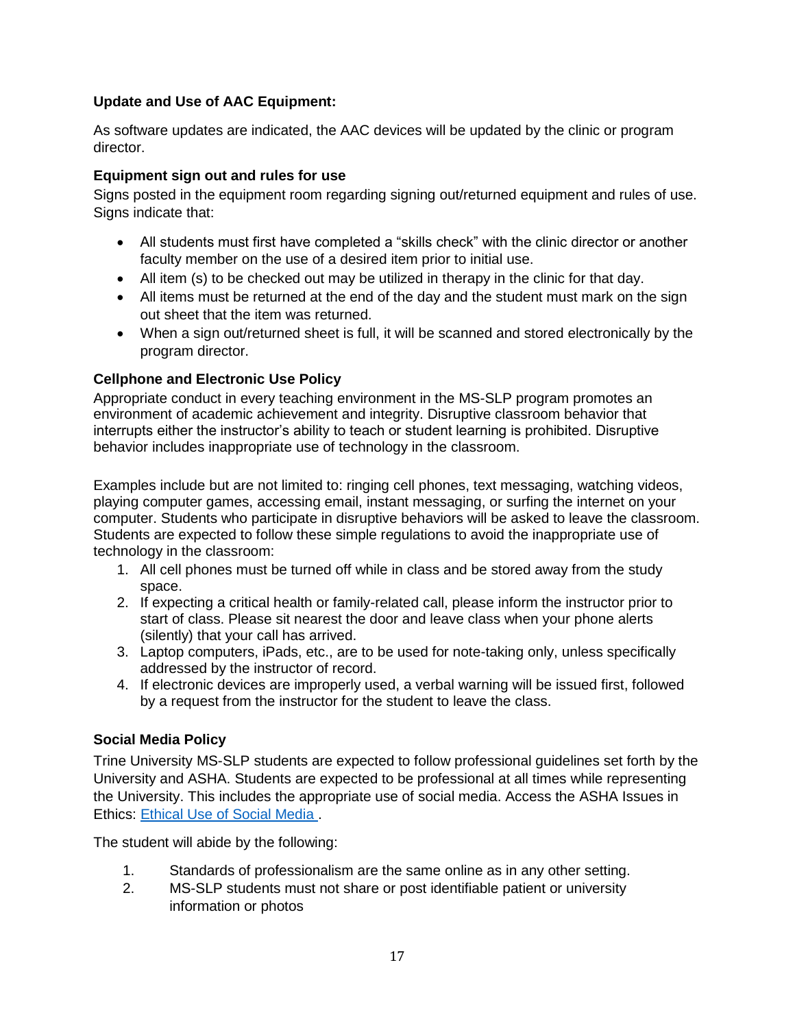**Update and Use of AAC Equipment:**

As software updates are indicated, the AAC devices will be updated by the clinic or program director.

**Equipment sign out and rules for use**

Signs posted in the equipment room regarding signing out/returned equipment and rules of use. Signs indicate that:

- All students must first have completed a “skills check” with the clinic director or another faculty member on the use of a desired item prior to initial use.
- All item (s) to be checked out may be utilized in therapy in the clinic for that day.
- All items must be returned at the end of the day and the student must mark on the sign out sheet that the item was returned.
- When a sign out/returned sheet is full, it will be scanned and stored electronically by the program director.

**Cellphone and Electronic Use Policy**

Appropriate conduct in every teaching environment in the MS-SLP program promotes an environment of academic achievement and integrity. Disruptive classroom behavior that interrupts either the instructor’s ability to teach or student learning is prohibited. Disruptive behavior includes inappropriate use of technology in the classroom.

Examples include but are not limited to: ringing cell phones, text messaging, watching videos, playing computer games, accessing email, instant messaging, or surfing the internet on your computer. Students who participate in disruptive behaviors will be asked to leave the classroom. Students are expected to follow these simple regulations to avoid the inappropriate use of technology in the classroom:

1. All cell phones must be turned off while in class and be stored away from the study space.
2. If expecting a critical health or family-related call, please inform the instructor prior to start of class. Please sit nearest the door and leave class when your phone alerts (silently) that your call has arrived.
3. Laptop computers, iPads, etc., are to be used for note-taking only, unless specifically addressed by the instructor of record.
4. If electronic devices are improperly used, a verbal warning will be issued first, followed by a request from the instructor for the student to leave the class.

**Social Media Policy**

Trine University MS-SLP students are expected to follow professional guidelines set forth by the University and ASHA. Students are expected to be professional at all times while representing the University. This includes the appropriate use of social media. Access the ASHA Issues in Ethics: Ethical Use of Social Media .

The student will abide by the following:

1. Standards of professionalism are the same online as in any other setting.
2. MS-SLP students must not share or post identifiable patient or university information or photos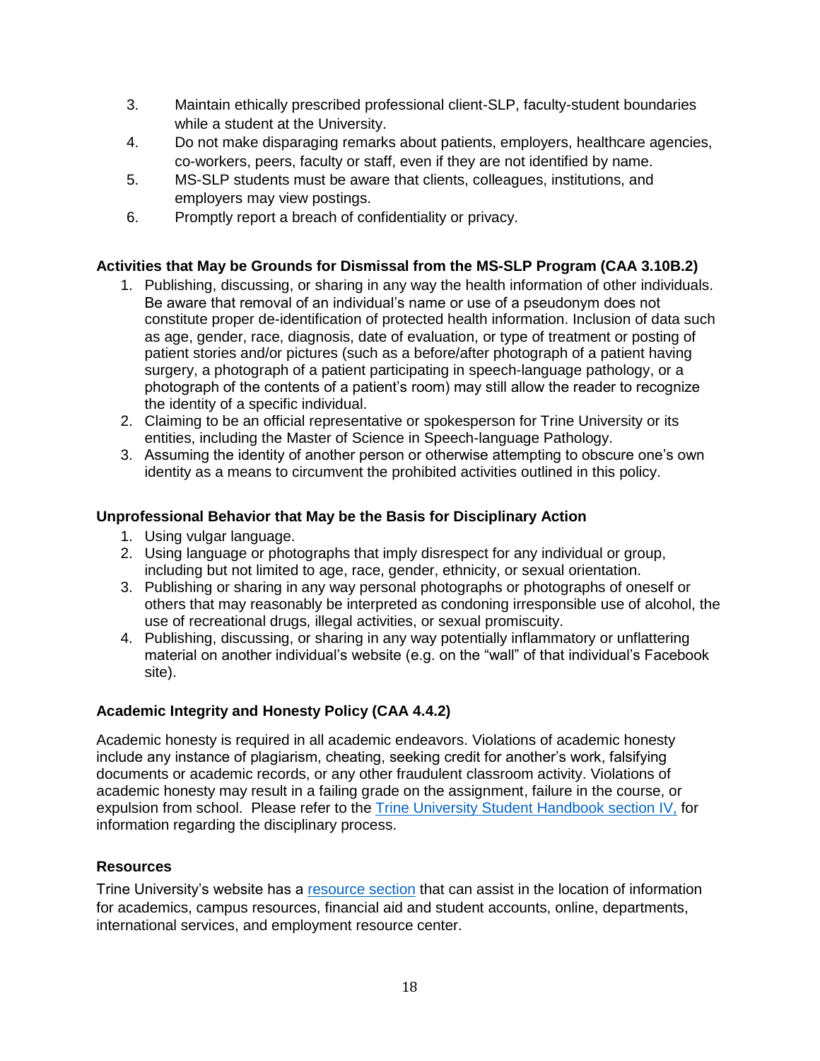3. Maintain ethically prescribed professional client-SLP, faculty-student boundaries while a student at the University.
4. Do not make disparaging remarks about patients, employers, healthcare agencies, co-workers, peers, faculty or staff, even if they are not identified by name.
5. MS-SLP students must be aware that clients, colleagues, institutions, and employers may view postings.
6. Promptly report a breach of confidentiality or privacy.

### Activities that May be Grounds for Dismissal from the MS-SLP Program (CAA 3.10B.2)

1. Publishing, discussing, or sharing in any way the health information of other individuals. Be aware that removal of an individual's name or use of a pseudonym does not constitute proper de-identification of protected health information. Inclusion of data such as age, gender, race, diagnosis, date of evaluation, or type of treatment or posting of patient stories and/or pictures (such as a before/after photograph of a patient having surgery, a photograph of a patient participating in speech-language pathology, or a photograph of the contents of a patient's room) may still allow the reader to recognize the identity of a specific individual.
2. Claiming to be an official representative or spokesperson for Trine University or its entities, including the Master of Science in Speech-language Pathology.
3. Assuming the identity of another person or otherwise attempting to obscure one's own identity as a means to circumvent the prohibited activities outlined in this policy.

### Unprofessional Behavior that May be the Basis for Disciplinary Action

1. Using vulgar language.
2. Using language or photographs that imply disrespect for any individual or group, including but not limited to age, race, gender, ethnicity, or sexual orientation.
3. Publishing or sharing in any way personal photographs or photographs of oneself or others that may reasonably be interpreted as condoning irresponsible use of alcohol, the use of recreational drugs, illegal activities, or sexual promiscuity.
4. Publishing, discussing, or sharing in any way potentially inflammatory or unflattering material on another individual's website (e.g. on the "wall" of that individual's Facebook site).

### Academic Integrity and Honesty Policy (CAA 4.4.2)

Academic honesty is required in all academic endeavors. Violations of academic honesty include any instance of plagiarism, cheating, seeking credit for another's work, falsifying documents or academic records, or any other fraudulent classroom activity. Violations of academic honesty may result in a failing grade on the assignment, failure in the course, or expulsion from school. Please refer to the Trine University Student Handbook section IV, for information regarding the disciplinary process.

### Resources

Trine University's website has a resource section that can assist in the location of information for academics, campus resources, financial aid and student accounts, online, departments, international services, and employment resource center.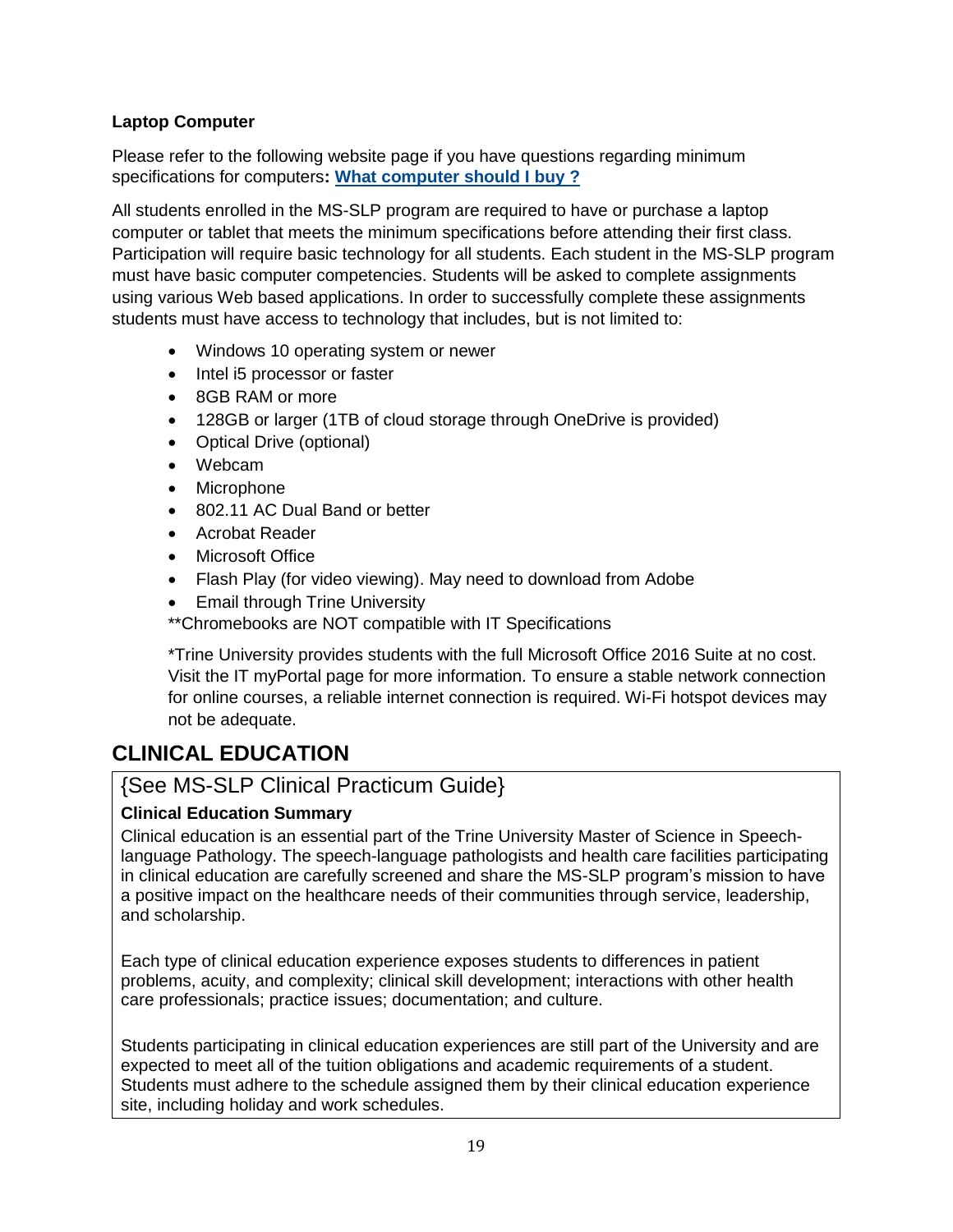**Laptop Computer**

Please refer to the following website page if you have questions regarding minimum specifications for computers**:** **What computer should I buy ?**

All students enrolled in the MS-SLP program are required to have or purchase a laptop computer or tablet that meets the minimum specifications before attending their first class. Participation will require basic technology for all students. Each student in the MS-SLP program must have basic computer competencies. Students will be asked to complete assignments using various Web based applications. In order to successfully complete these assignments students must have access to technology that includes, but is not limited to:

- Windows 10 operating system or newer
- Intel i5 processor or faster
- 8GB RAM or more
- 128GB or larger (1TB of cloud storage through OneDrive is provided)
- Optical Drive (optional)
- Webcam
- Microphone
- 802.11 AC Dual Band or better
- Acrobat Reader
- Microsoft Office
- Flash Play (for video viewing). May need to download from Adobe
- Email through Trine University

**Chromebooks are NOT compatible with IT Specifications

*Trine University provides students with the full Microsoft Office 2016 Suite at no cost. Visit the IT myPortal page for more information. To ensure a stable network connection for online courses, a reliable internet connection is required. Wi-Fi hotspot devices may not be adequate.

## CLINICAL EDUCATION

{See MS-SLP Clinical Practicum Guide}

**Clinical Education Summary**

Clinical education is an essential part of the Trine University Master of Science in Speech-language Pathology. The speech-language pathologists and health care facilities participating in clinical education are carefully screened and share the MS-SLP program's mission to have a positive impact on the healthcare needs of their communities through service, leadership, and scholarship.

Each type of clinical education experience exposes students to differences in patient problems, acuity, and complexity; clinical skill development; interactions with other health care professionals; practice issues; documentation; and culture.

Students participating in clinical education experiences are still part of the University and are expected to meet all of the tuition obligations and academic requirements of a student. Students must adhere to the schedule assigned them by their clinical education experience site, including holiday and work schedules.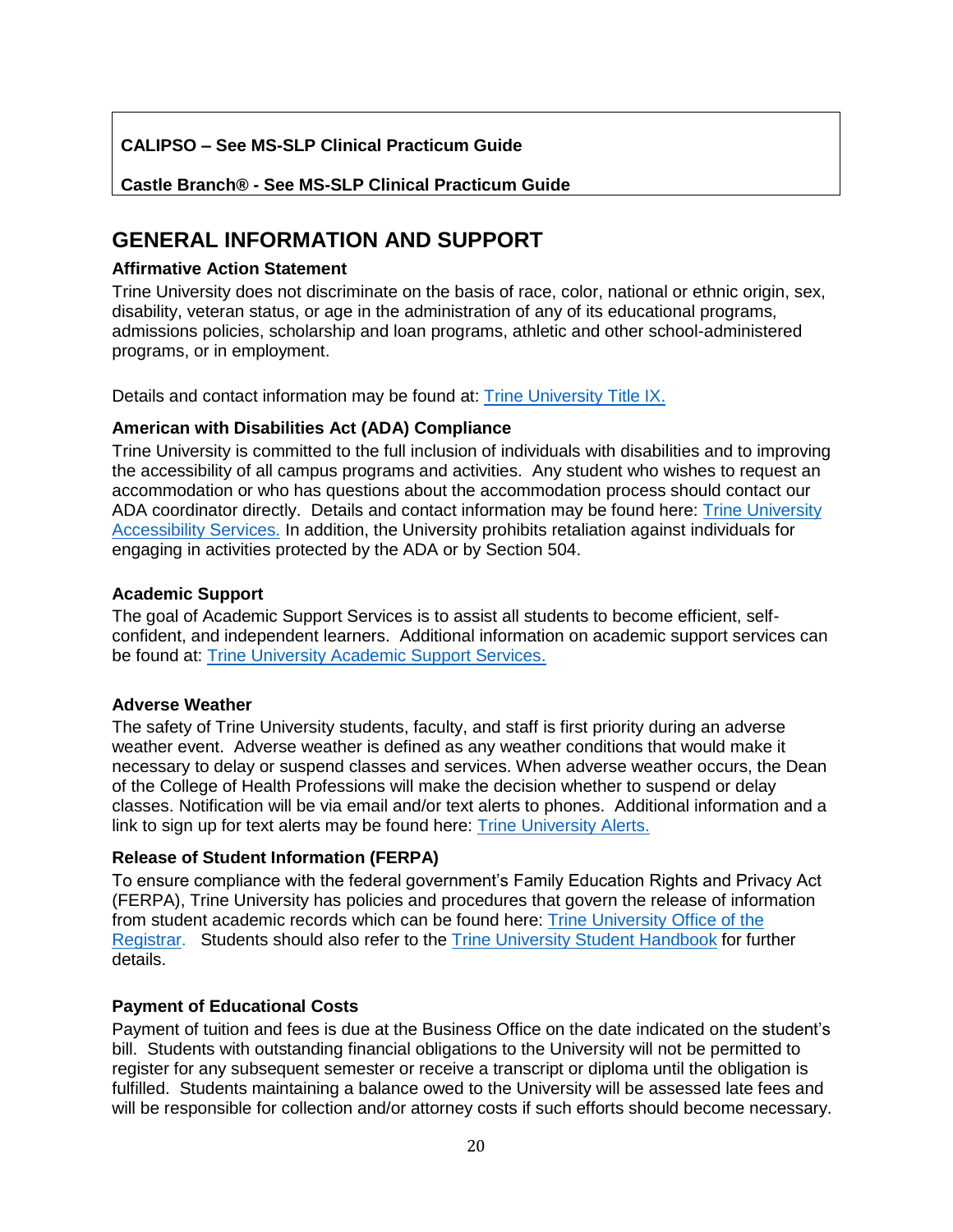**CALIPSO – See MS-SLP Clinical Practicum Guide**

**Castle Branch® - See MS-SLP Clinical Practicum Guide**

## GENERAL INFORMATION AND SUPPORT

### Affirmative Action Statement

Trine University does not discriminate on the basis of race, color, national or ethnic origin, sex, disability, veteran status, or age in the administration of any of its educational programs, admissions policies, scholarship and loan programs, athletic and other school-administered programs, or in employment.

Details and contact information may be found at: Trine University Title IX.

### American with Disabilities Act (ADA) Compliance

Trine University is committed to the full inclusion of individuals with disabilities and to improving the accessibility of all campus programs and activities. Any student who wishes to request an accommodation or who has questions about the accommodation process should contact our ADA coordinator directly. Details and contact information may be found here: Trine University Accessibility Services. In addition, the University prohibits retaliation against individuals for engaging in activities protected by the ADA or by Section 504.

### Academic Support

The goal of Academic Support Services is to assist all students to become efficient, self-confident, and independent learners. Additional information on academic support services can be found at: Trine University Academic Support Services.

### Adverse Weather

The safety of Trine University students, faculty, and staff is first priority during an adverse weather event. Adverse weather is defined as any weather conditions that would make it necessary to delay or suspend classes and services. When adverse weather occurs, the Dean of the College of Health Professions will make the decision whether to suspend or delay classes. Notification will be via email and/or text alerts to phones. Additional information and a link to sign up for text alerts may be found here: Trine University Alerts.

### Release of Student Information (FERPA)

To ensure compliance with the federal government's Family Education Rights and Privacy Act (FERPA), Trine University has policies and procedures that govern the release of information from student academic records which can be found here: Trine University Office of the Registrar. Students should also refer to the Trine University Student Handbook for further details.

### Payment of Educational Costs

Payment of tuition and fees is due at the Business Office on the date indicated on the student's bill. Students with outstanding financial obligations to the University will not be permitted to register for any subsequent semester or receive a transcript or diploma until the obligation is fulfilled. Students maintaining a balance owed to the University will be assessed late fees and will be responsible for collection and/or attorney costs if such efforts should become necessary.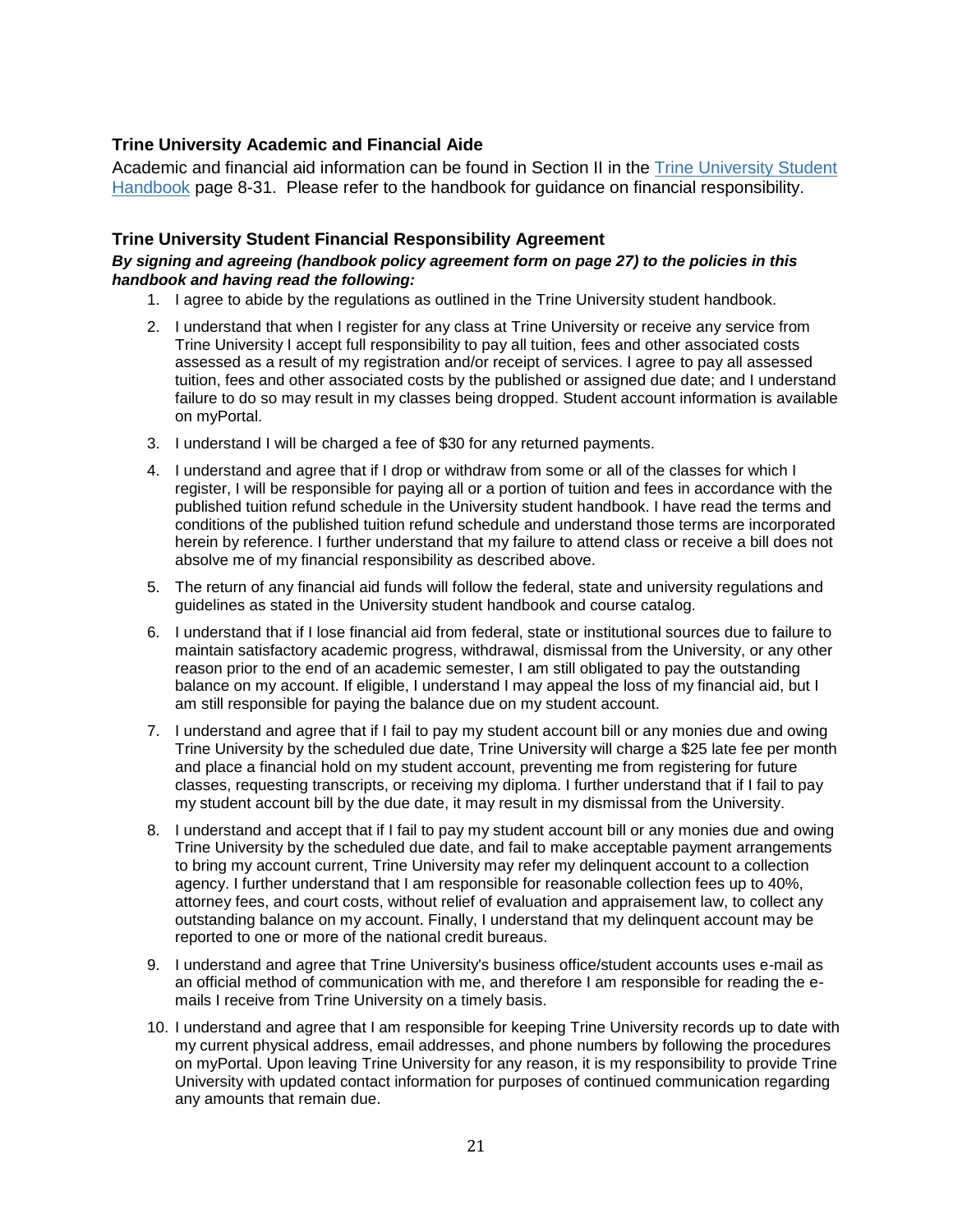### Trine University Academic and Financial Aide

Academic and financial aid information can be found in Section II in the Trine University Student Handbook page 8-31. Please refer to the handbook for guidance on financial responsibility.

### Trine University Student Financial Responsibility Agreement

***By signing and agreeing (handbook policy agreement form on page 27) to the policies in this handbook and having read the following:***

1. I agree to abide by the regulations as outlined in the Trine University student handbook.
2. I understand that when I register for any class at Trine University or receive any service from Trine University I accept full responsibility to pay all tuition, fees and other associated costs assessed as a result of my registration and/or receipt of services. I agree to pay all assessed tuition, fees and other associated costs by the published or assigned due date; and I understand failure to do so may result in my classes being dropped. Student account information is available on myPortal.
3. I understand I will be charged a fee of $30 for any returned payments.
4. I understand and agree that if I drop or withdraw from some or all of the classes for which I register, I will be responsible for paying all or a portion of tuition and fees in accordance with the published tuition refund schedule in the University student handbook. I have read the terms and conditions of the published tuition refund schedule and understand those terms are incorporated herein by reference. I further understand that my failure to attend class or receive a bill does not absolve me of my financial responsibility as described above.
5. The return of any financial aid funds will follow the federal, state and university regulations and guidelines as stated in the University student handbook and course catalog.
6. I understand that if I lose financial aid from federal, state or institutional sources due to failure to maintain satisfactory academic progress, withdrawal, dismissal from the University, or any other reason prior to the end of an academic semester, I am still obligated to pay the outstanding balance on my account. If eligible, I understand I may appeal the loss of my financial aid, but I am still responsible for paying the balance due on my student account.
7. I understand and agree that if I fail to pay my student account bill or any monies due and owing Trine University by the scheduled due date, Trine University will charge a $25 late fee per month and place a financial hold on my student account, preventing me from registering for future classes, requesting transcripts, or receiving my diploma. I further understand that if I fail to pay my student account bill by the due date, it may result in my dismissal from the University.
8. I understand and accept that if I fail to pay my student account bill or any monies due and owing Trine University by the scheduled due date, and fail to make acceptable payment arrangements to bring my account current, Trine University may refer my delinquent account to a collection agency. I further understand that I am responsible for reasonable collection fees up to 40%, attorney fees, and court costs, without relief of evaluation and appraisement law, to collect any outstanding balance on my account. Finally, I understand that my delinquent account may be reported to one or more of the national credit bureaus.
9. I understand and agree that Trine University's business office/student accounts uses e-mail as an official method of communication with me, and therefore I am responsible for reading the e-mails I receive from Trine University on a timely basis.
10. I understand and agree that I am responsible for keeping Trine University records up to date with my current physical address, email addresses, and phone numbers by following the procedures on myPortal. Upon leaving Trine University for any reason, it is my responsibility to provide Trine University with updated contact information for purposes of continued communication regarding any amounts that remain due.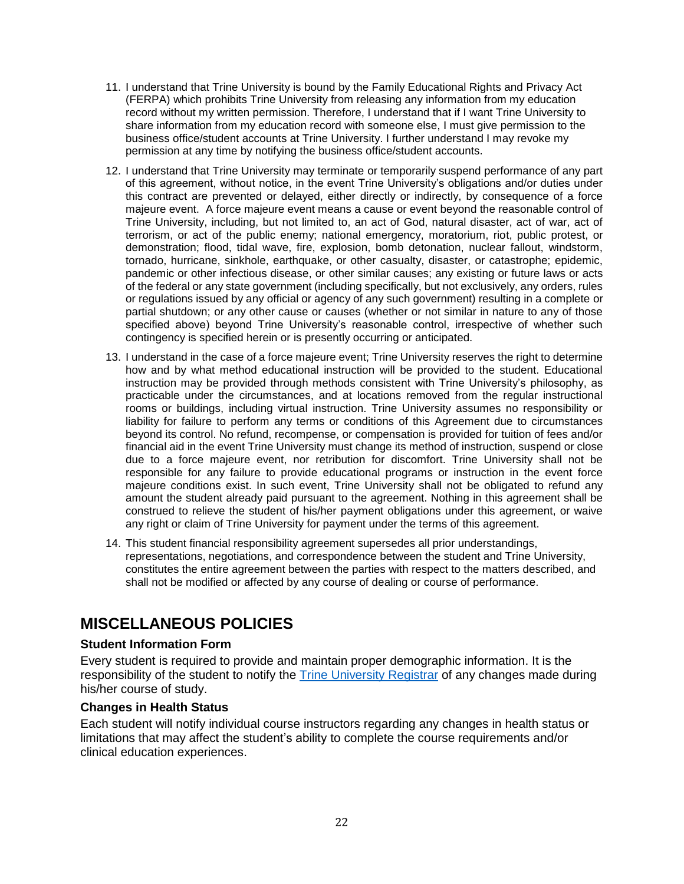11. I understand that Trine University is bound by the Family Educational Rights and Privacy Act (FERPA) which prohibits Trine University from releasing any information from my education record without my written permission. Therefore, I understand that if I want Trine University to share information from my education record with someone else, I must give permission to the business office/student accounts at Trine University. I further understand I may revoke my permission at any time by notifying the business office/student accounts.

12. I understand that Trine University may terminate or temporarily suspend performance of any part of this agreement, without notice, in the event Trine University's obligations and/or duties under this contract are prevented or delayed, either directly or indirectly, by consequence of a force majeure event. A force majeure event means a cause or event beyond the reasonable control of Trine University, including, but not limited to, an act of God, natural disaster, act of war, act of terrorism, or act of the public enemy; national emergency, moratorium, riot, public protest, or demonstration; flood, tidal wave, fire, explosion, bomb detonation, nuclear fallout, windstorm, tornado, hurricane, sinkhole, earthquake, or other casualty, disaster, or catastrophe; epidemic, pandemic or other infectious disease, or other similar causes; any existing or future laws or acts of the federal or any state government (including specifically, but not exclusively, any orders, rules or regulations issued by any official or agency of any such government) resulting in a complete or partial shutdown; or any other cause or causes (whether or not similar in nature to any of those specified above) beyond Trine University's reasonable control, irrespective of whether such contingency is specified herein or is presently occurring or anticipated.

13. I understand in the case of a force majeure event; Trine University reserves the right to determine how and by what method educational instruction will be provided to the student. Educational instruction may be provided through methods consistent with Trine University's philosophy, as practicable under the circumstances, and at locations removed from the regular instructional rooms or buildings, including virtual instruction. Trine University assumes no responsibility or liability for failure to perform any terms or conditions of this Agreement due to circumstances beyond its control. No refund, recompense, or compensation is provided for tuition of fees and/or financial aid in the event Trine University must change its method of instruction, suspend or close due to a force majeure event, nor retribution for discomfort. Trine University shall not be responsible for any failure to provide educational programs or instruction in the event force majeure conditions exist. In such event, Trine University shall not be obligated to refund any amount the student already paid pursuant to the agreement. Nothing in this agreement shall be construed to relieve the student of his/her payment obligations under this agreement, or waive any right or claim of Trine University for payment under the terms of this agreement.

14. This student financial responsibility agreement supersedes all prior understandings, representations, negotiations, and correspondence between the student and Trine University, constitutes the entire agreement between the parties with respect to the matters described, and shall not be modified or affected by any course of dealing or course of performance.

## MISCELLANEOUS POLICIES

### Student Information Form

Every student is required to provide and maintain proper demographic information. It is the responsibility of the student to notify the Trine University Registrar of any changes made during his/her course of study.

### Changes in Health Status

Each student will notify individual course instructors regarding any changes in health status or limitations that may affect the student's ability to complete the course requirements and/or clinical education experiences.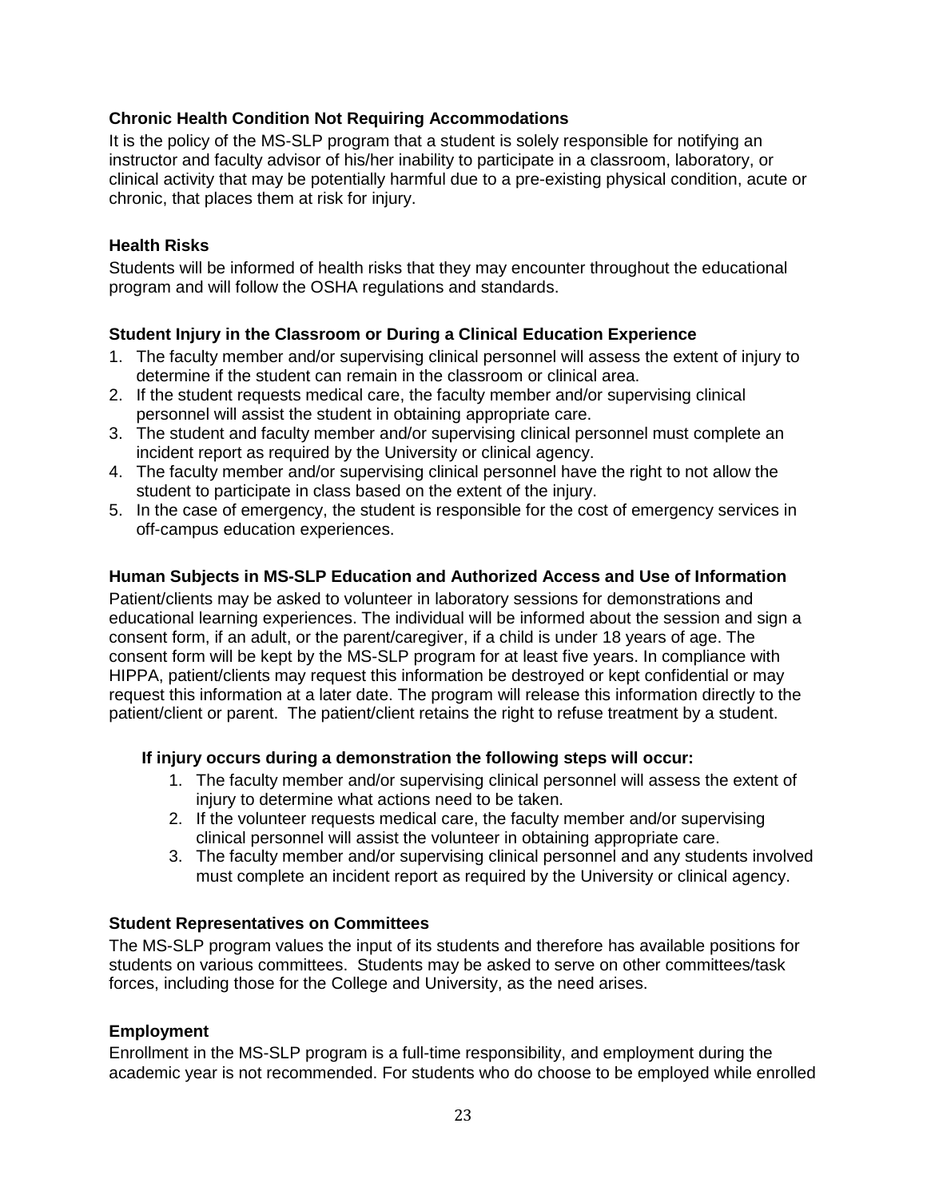### Chronic Health Condition Not Requiring Accommodations

It is the policy of the MS-SLP program that a student is solely responsible for notifying an instructor and faculty advisor of his/her inability to participate in a classroom, laboratory, or clinical activity that may be potentially harmful due to a pre-existing physical condition, acute or chronic, that places them at risk for injury.

### Health Risks

Students will be informed of health risks that they may encounter throughout the educational program and will follow the OSHA regulations and standards.

### Student Injury in the Classroom or During a Clinical Education Experience

1. The faculty member and/or supervising clinical personnel will assess the extent of injury to determine if the student can remain in the classroom or clinical area.
2. If the student requests medical care, the faculty member and/or supervising clinical personnel will assist the student in obtaining appropriate care.
3. The student and faculty member and/or supervising clinical personnel must complete an incident report as required by the University or clinical agency.
4. The faculty member and/or supervising clinical personnel have the right to not allow the student to participate in class based on the extent of the injury.
5. In the case of emergency, the student is responsible for the cost of emergency services in off-campus education experiences.

### Human Subjects in MS-SLP Education and Authorized Access and Use of Information

Patient/clients may be asked to volunteer in laboratory sessions for demonstrations and educational learning experiences. The individual will be informed about the session and sign a consent form, if an adult, or the parent/caregiver, if a child is under 18 years of age. The consent form will be kept by the MS-SLP program for at least five years. In compliance with HIPPA, patient/clients may request this information be destroyed or kept confidential or may request this information at a later date. The program will release this information directly to the patient/client or parent. The patient/client retains the right to refuse treatment by a student.

**If injury occurs during a demonstration the following steps will occur:**

1. The faculty member and/or supervising clinical personnel will assess the extent of injury to determine what actions need to be taken.
2. If the volunteer requests medical care, the faculty member and/or supervising clinical personnel will assist the volunteer in obtaining appropriate care.
3. The faculty member and/or supervising clinical personnel and any students involved must complete an incident report as required by the University or clinical agency.

### Student Representatives on Committees

The MS-SLP program values the input of its students and therefore has available positions for students on various committees. Students may be asked to serve on other committees/task forces, including those for the College and University, as the need arises.

### Employment

Enrollment in the MS-SLP program is a full-time responsibility, and employment during the academic year is not recommended. For students who do choose to be employed while enrolled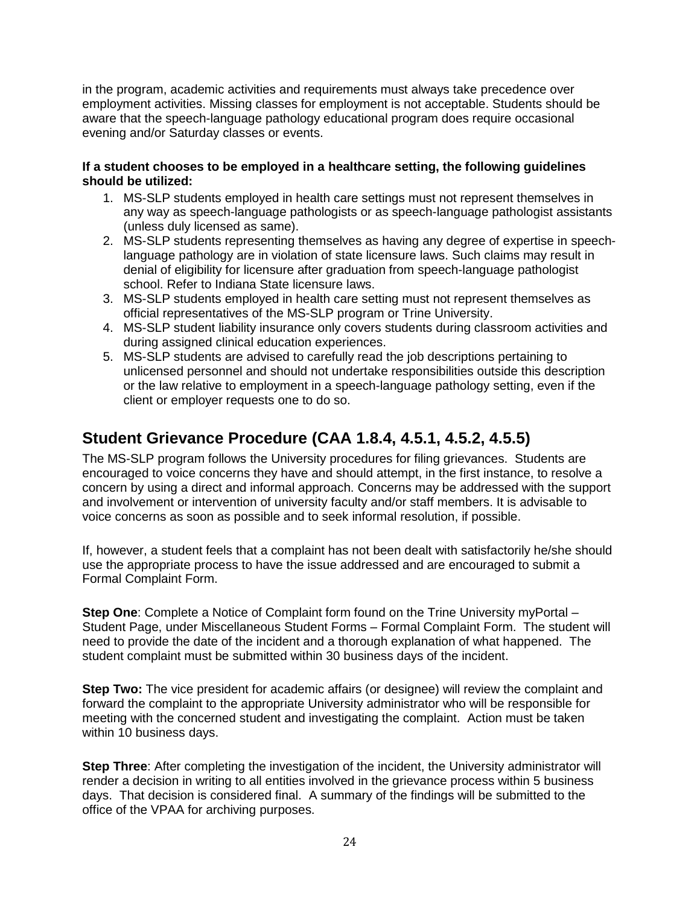in the program, academic activities and requirements must always take precedence over employment activities. Missing classes for employment is not acceptable. Students should be aware that the speech-language pathology educational program does require occasional evening and/or Saturday classes or events.

**If a student chooses to be employed in a healthcare setting, the following guidelines should be utilized:**

1. MS-SLP students employed in health care settings must not represent themselves in any way as speech-language pathologists or as speech-language pathologist assistants (unless duly licensed as same).
2. MS-SLP students representing themselves as having any degree of expertise in speech-language pathology are in violation of state licensure laws. Such claims may result in denial of eligibility for licensure after graduation from speech-language pathologist school. Refer to Indiana State licensure laws.
3. MS-SLP students employed in health care setting must not represent themselves as official representatives of the MS-SLP program or Trine University.
4. MS-SLP student liability insurance only covers students during classroom activities and during assigned clinical education experiences.
5. MS-SLP students are advised to carefully read the job descriptions pertaining to unlicensed personnel and should not undertake responsibilities outside this description or the law relative to employment in a speech-language pathology setting, even if the client or employer requests one to do so.

## Student Grievance Procedure (CAA 1.8.4, 4.5.1, 4.5.2, 4.5.5)

The MS-SLP program follows the University procedures for filing grievances. Students are encouraged to voice concerns they have and should attempt, in the first instance, to resolve a concern by using a direct and informal approach. Concerns may be addressed with the support and involvement or intervention of university faculty and/or staff members. It is advisable to voice concerns as soon as possible and to seek informal resolution, if possible.

If, however, a student feels that a complaint has not been dealt with satisfactorily he/she should use the appropriate process to have the issue addressed and are encouraged to submit a Formal Complaint Form.

**Step One**: Complete a Notice of Complaint form found on the Trine University myPortal – Student Page, under Miscellaneous Student Forms – Formal Complaint Form. The student will need to provide the date of the incident and a thorough explanation of what happened. The student complaint must be submitted within 30 business days of the incident.

**Step Two:** The vice president for academic affairs (or designee) will review the complaint and forward the complaint to the appropriate University administrator who will be responsible for meeting with the concerned student and investigating the complaint. Action must be taken within 10 business days.

**Step Three**: After completing the investigation of the incident, the University administrator will render a decision in writing to all entities involved in the grievance process within 5 business days. That decision is considered final. A summary of the findings will be submitted to the office of the VPAA for archiving purposes.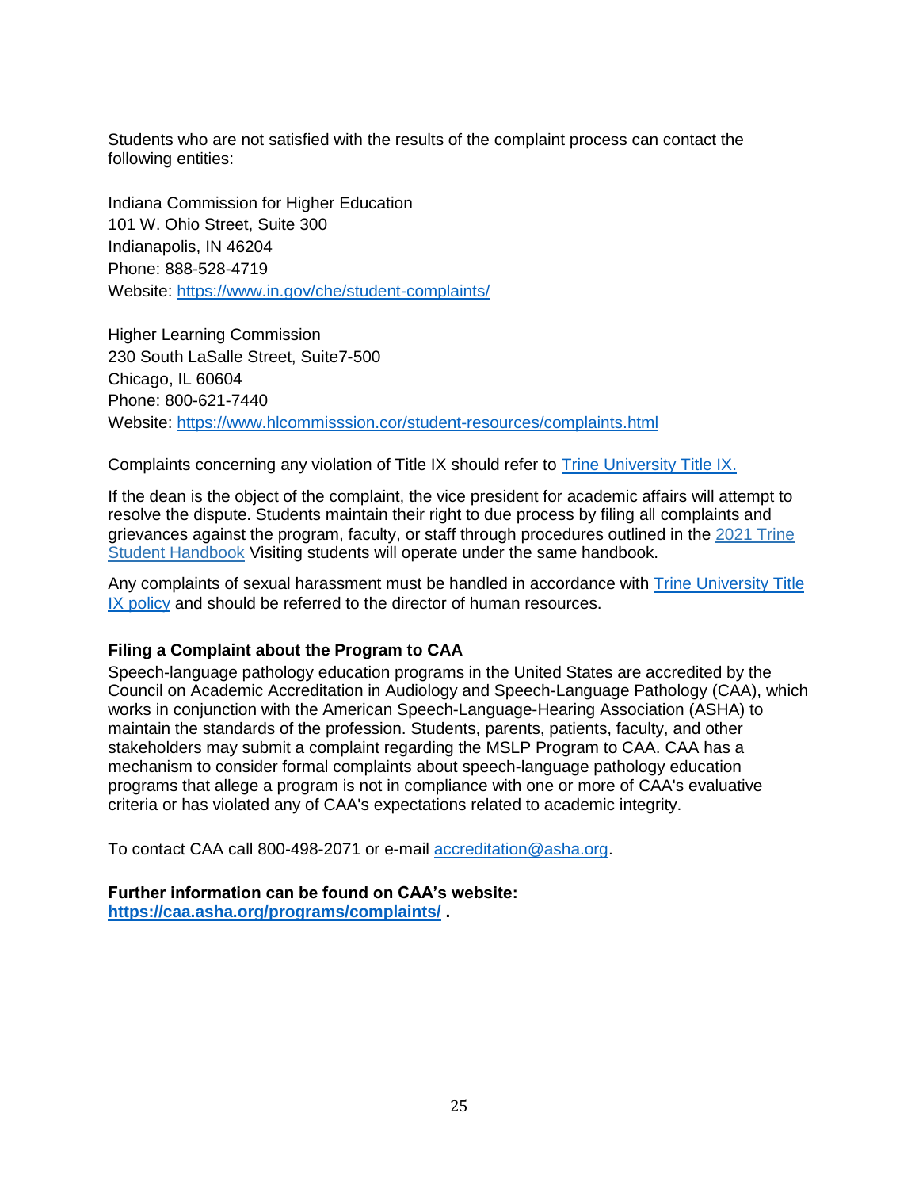Students who are not satisfied with the results of the complaint process can contact the following entities:

Indiana Commission for Higher Education
101 W. Ohio Street, Suite 300
Indianapolis, IN 46204
Phone: 888-528-4719
Website: https://www.in.gov/che/student-complaints/

Higher Learning Commission
230 South LaSalle Street, Suite7-500
Chicago, IL 60604
Phone: 800-621-7440
Website: https://www.hlcommisssion.cor/student-resources/complaints.html

Complaints concerning any violation of Title IX should refer to Trine University Title IX.

If the dean is the object of the complaint, the vice president for academic affairs will attempt to resolve the dispute. Students maintain their right to due process by filing all complaints and grievances against the program, faculty, or staff through procedures outlined in the 2021 Trine Student Handbook Visiting students will operate under the same handbook.

Any complaints of sexual harassment must be handled in accordance with Trine University Title IX policy and should be referred to the director of human resources.

**Filing a Complaint about the Program to CAA**

Speech-language pathology education programs in the United States are accredited by the Council on Academic Accreditation in Audiology and Speech-Language Pathology (CAA), which works in conjunction with the American Speech-Language-Hearing Association (ASHA) to maintain the standards of the profession. Students, parents, patients, faculty, and other stakeholders may submit a complaint regarding the MSLP Program to CAA. CAA has a mechanism to consider formal complaints about speech-language pathology education programs that allege a program is not in compliance with one or more of CAA's evaluative criteria or has violated any of CAA's expectations related to academic integrity.

To contact CAA call 800-498-2071 or e-mail accreditation@asha.org.

**Further information can be found on CAA's website: https://caa.asha.org/programs/complaints/ .**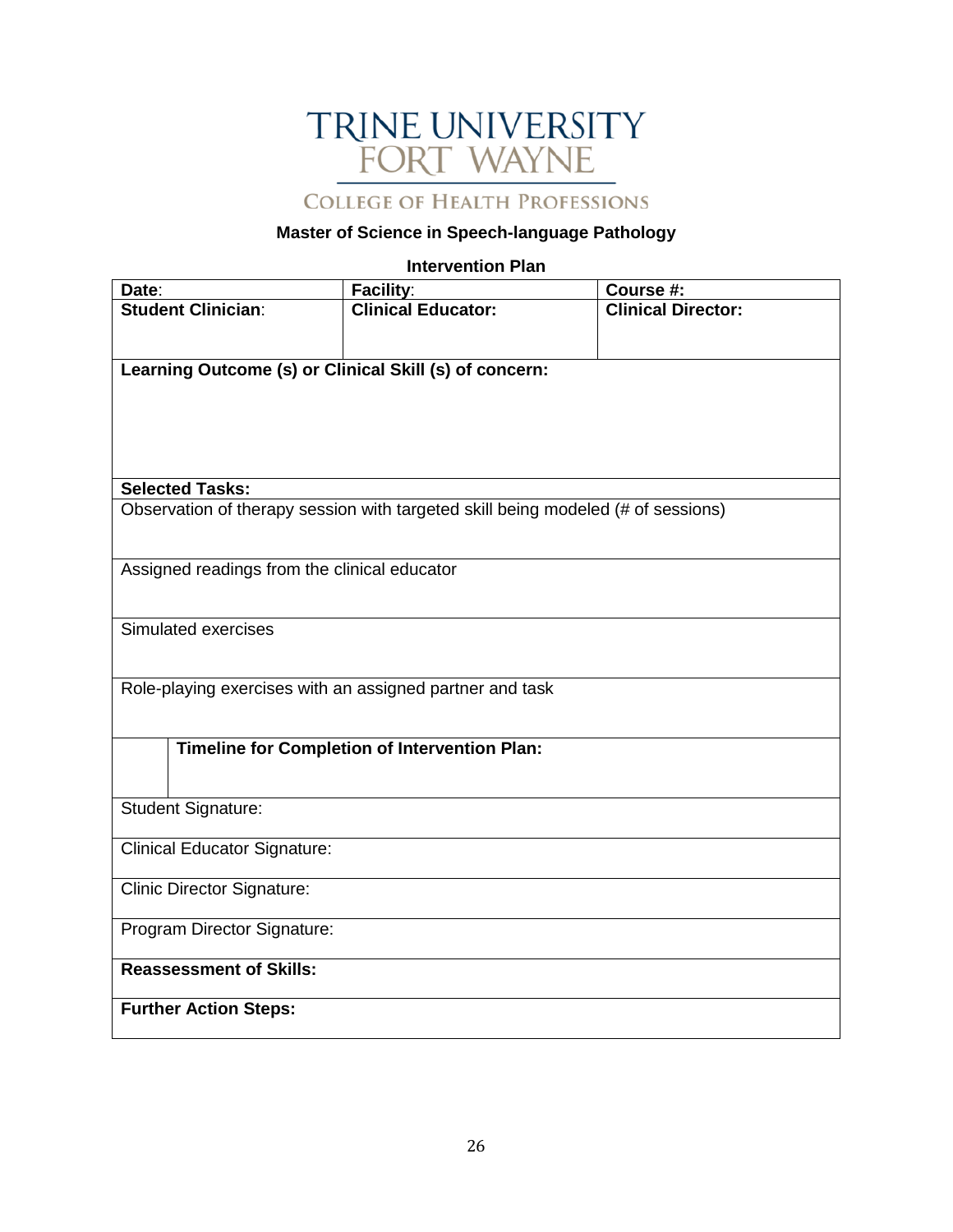# TRINE UNIVERSITY FORT WAYNE

## COLLEGE OF HEALTH PROFESSIONS

**Master of Science in Speech-language Pathology**

**Intervention Plan**

| **Date**: | **Facility**: | **Course #:** |
|---|---|---|
| **Student Clinician**: | **Clinical Educator:** | **Clinical Director:** |
| **Learning Outcome (s) or Clinical Skill (s) of concern:** | | |
| **Selected Tasks:** | | |
| Observation of therapy session with targeted skill being modeled (# of sessions) | | |
| Assigned readings from the clinical educator | | |
| Simulated exercises | | |
| Role-playing exercises with an assigned partner and task | | |
| **Timeline for Completion of Intervention Plan:** | | |
| Student Signature: | | |
| Clinical Educator Signature: | | |
| Clinic Director Signature: | | |
| Program Director Signature: | | |
| **Reassessment of Skills:** | | |
| **Further Action Steps:** | | |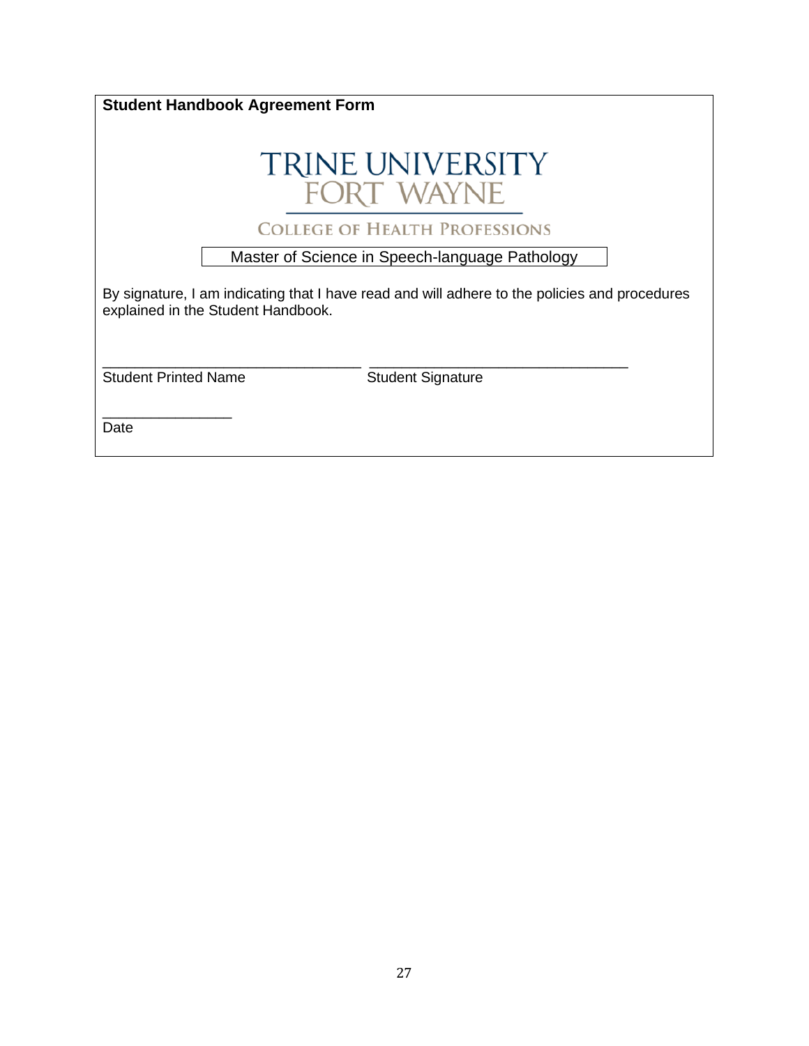**Student Handbook Agreement Form**

TRINE UNIVERSITY
FORT WAYNE

COLLEGE OF HEALTH PROFESSIONS

Master of Science in Speech-language Pathology

By signature, I am indicating that I have read and will adhere to the policies and procedures explained in the Student Handbook.

_______________________________ _______________________________
Student Printed Name Student Signature

_______________
Date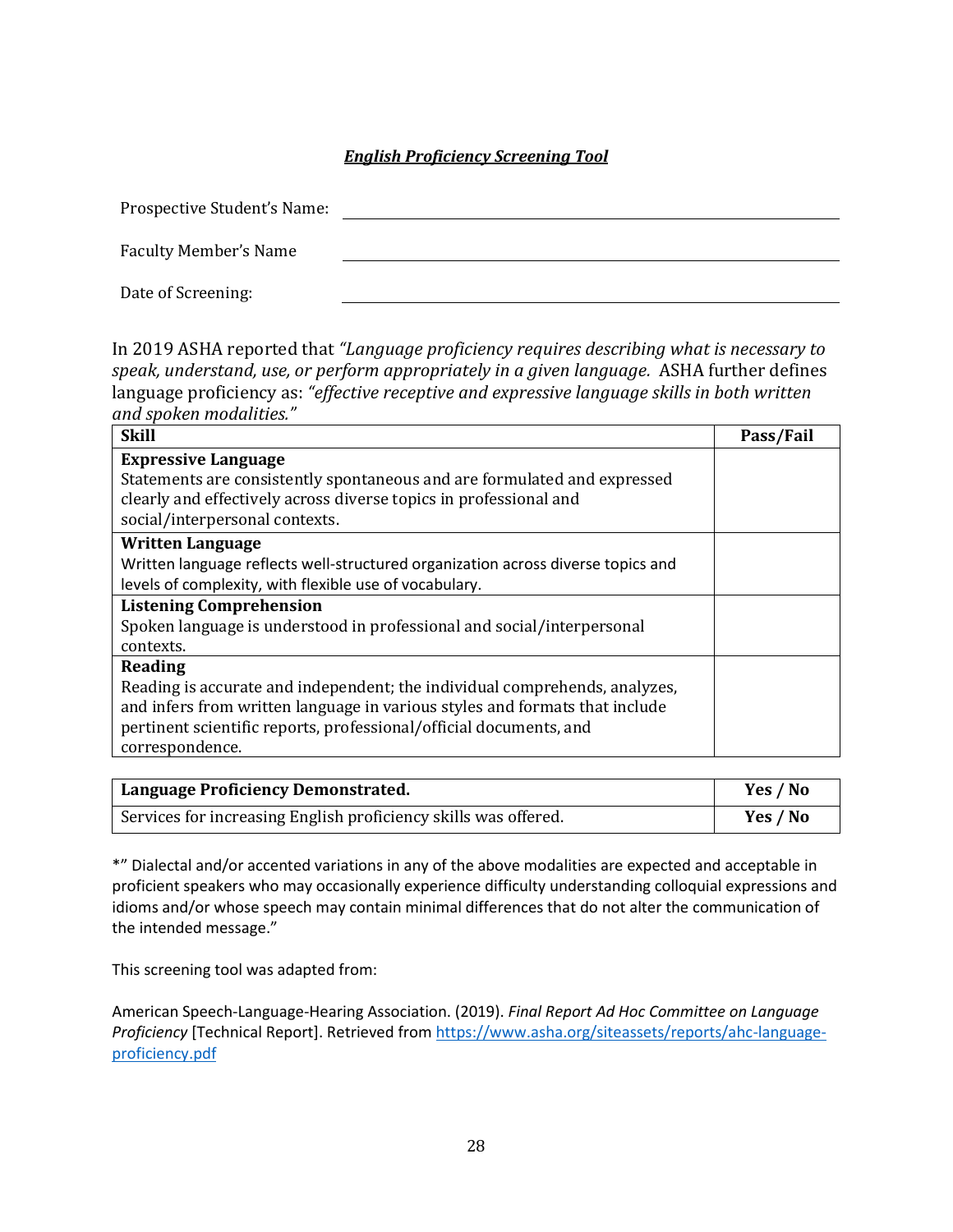## ***English Proficiency Screening Tool***

Prospective Student's Name: ______________________________

Faculty Member's Name ______________________________

Date of Screening: ______________________________

In 2019 ASHA reported that *"Language proficiency requires describing what is necessary to speak, understand, use, or perform appropriately in a given language.* ASHA further defines language proficiency as: *"effective receptive and expressive language skills in both written and spoken modalities."*

| Skill | Pass/Fail |
|---|---|
| **Expressive Language**<br>Statements are consistently spontaneous and are formulated and expressed clearly and effectively across diverse topics in professional and social/interpersonal contexts. | |
| **Written Language**<br>Written language reflects well-structured organization across diverse topics and levels of complexity, with flexible use of vocabulary. | |
| **Listening Comprehension**<br>Spoken language is understood in professional and social/interpersonal contexts. | |
| **Reading**<br>Reading is accurate and independent; the individual comprehends, analyzes, and infers from written language in various styles and formats that include pertinent scientific reports, professional/official documents, and correspondence. | |

| Language Proficiency Demonstrated. | Yes / No |
|---|---|
| Services for increasing English proficiency skills was offered. | **Yes / No** |

*" Dialectal and/or accented variations in any of the above modalities are expected and acceptable in proficient speakers who may occasionally experience difficulty understanding colloquial expressions and idioms and/or whose speech may contain minimal differences that do not alter the communication of the intended message."

This screening tool was adapted from:

American Speech-Language-Hearing Association. (2019). *Final Report Ad Hoc Committee on Language Proficiency* [Technical Report]. Retrieved from https://www.asha.org/siteassets/reports/ahc-language-proficiency.pdf